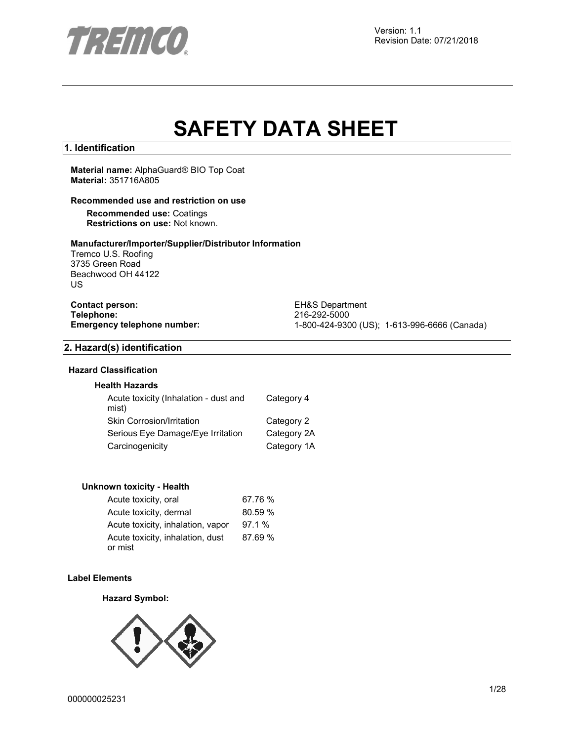Version: 1.1
Revision Date: 07/21/2018

# SAFETY DATA SHEET

## 1. Identification

**Material name:** AlphaGuard® BIO Top Coat
**Material:** 351716A805

**Recommended use and restriction on use**

**Recommended use:** Coatings
**Restrictions on use:** Not known.

**Manufacturer/Importer/Supplier/Distributor Information**
Tremco U.S. Roofing
3735 Green Road
Beachwood OH 44122
US

**Contact person:** EH&S Department
**Telephone:** 216-292-5000
**Emergency telephone number:** 1-800-424-9300 (US); 1-613-996-6666 (Canada)

## 2. Hazard(s) identification

**Hazard Classification**

**Health Hazards**

| | |
|---|---|
| Acute toxicity (Inhalation - dust and mist) | Category 4 |
| Skin Corrosion/Irritation | Category 2 |
| Serious Eye Damage/Eye Irritation | Category 2A |
| Carcinogenicity | Category 1A |

**Unknown toxicity - Health**

| | |
|---|---|
| Acute toxicity, oral | 67.76 % |
| Acute toxicity, dermal | 80.59 % |
| Acute toxicity, inhalation, vapor | 97.1 % |
| Acute toxicity, inhalation, dust or mist | 87.69 % |

**Label Elements**

**Hazard Symbol:**

000000025231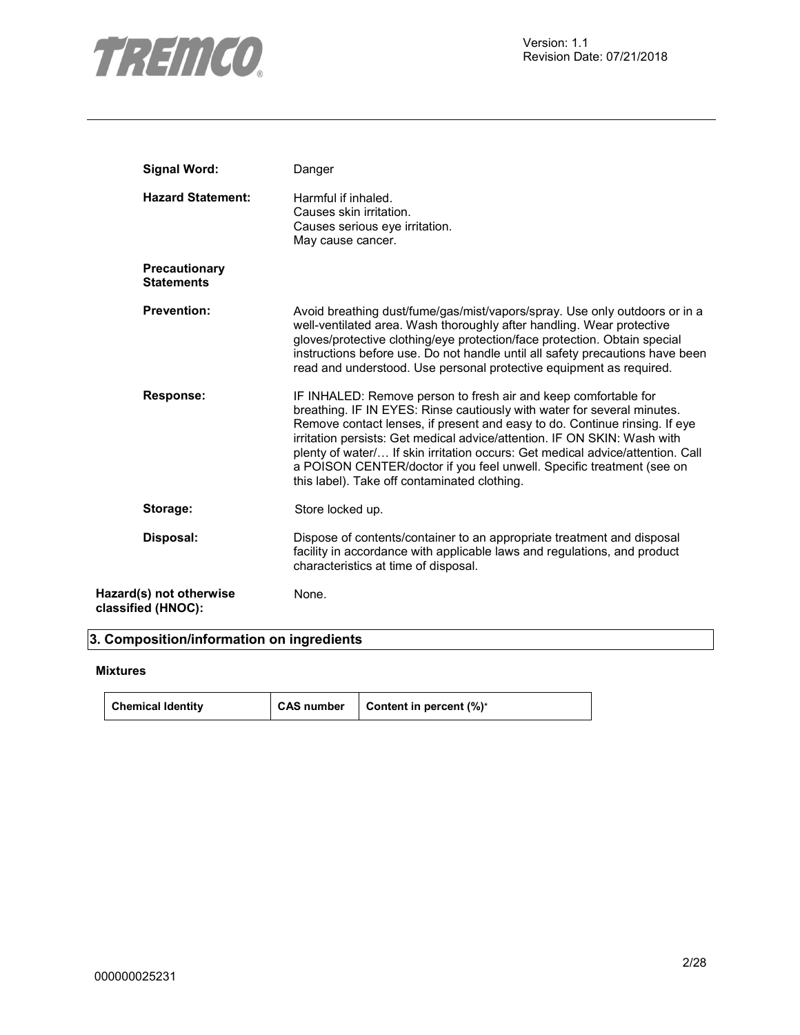**Signal Word:** Danger

**Hazard Statement:** Harmful if inhaled.
Causes skin irritation.
Causes serious eye irritation.
May cause cancer.

**Precautionary Statements**

**Prevention:** Avoid breathing dust/fume/gas/mist/vapors/spray. Use only outdoors or in a well-ventilated area. Wash thoroughly after handling. Wear protective gloves/protective clothing/eye protection/face protection. Obtain special instructions before use. Do not handle until all safety precautions have been read and understood. Use personal protective equipment as required.

**Response:** IF INHALED: Remove person to fresh air and keep comfortable for breathing. IF IN EYES: Rinse cautiously with water for several minutes. Remove contact lenses, if present and easy to do. Continue rinsing. If eye irritation persists: Get medical advice/attention. IF ON SKIN: Wash with plenty of water/… If skin irritation occurs: Get medical advice/attention. Call a POISON CENTER/doctor if you feel unwell. Specific treatment (see on this label). Take off contaminated clothing.

**Storage:** Store locked up.

**Disposal:** Dispose of contents/container to an appropriate treatment and disposal facility in accordance with applicable laws and regulations, and product characteristics at time of disposal.

**Hazard(s) not otherwise classified (HNOC):** None.

## 3. Composition/information on ingredients

**Mixtures**

| Chemical Identity | CAS number | Content in percent (%)* |
|---|---|---|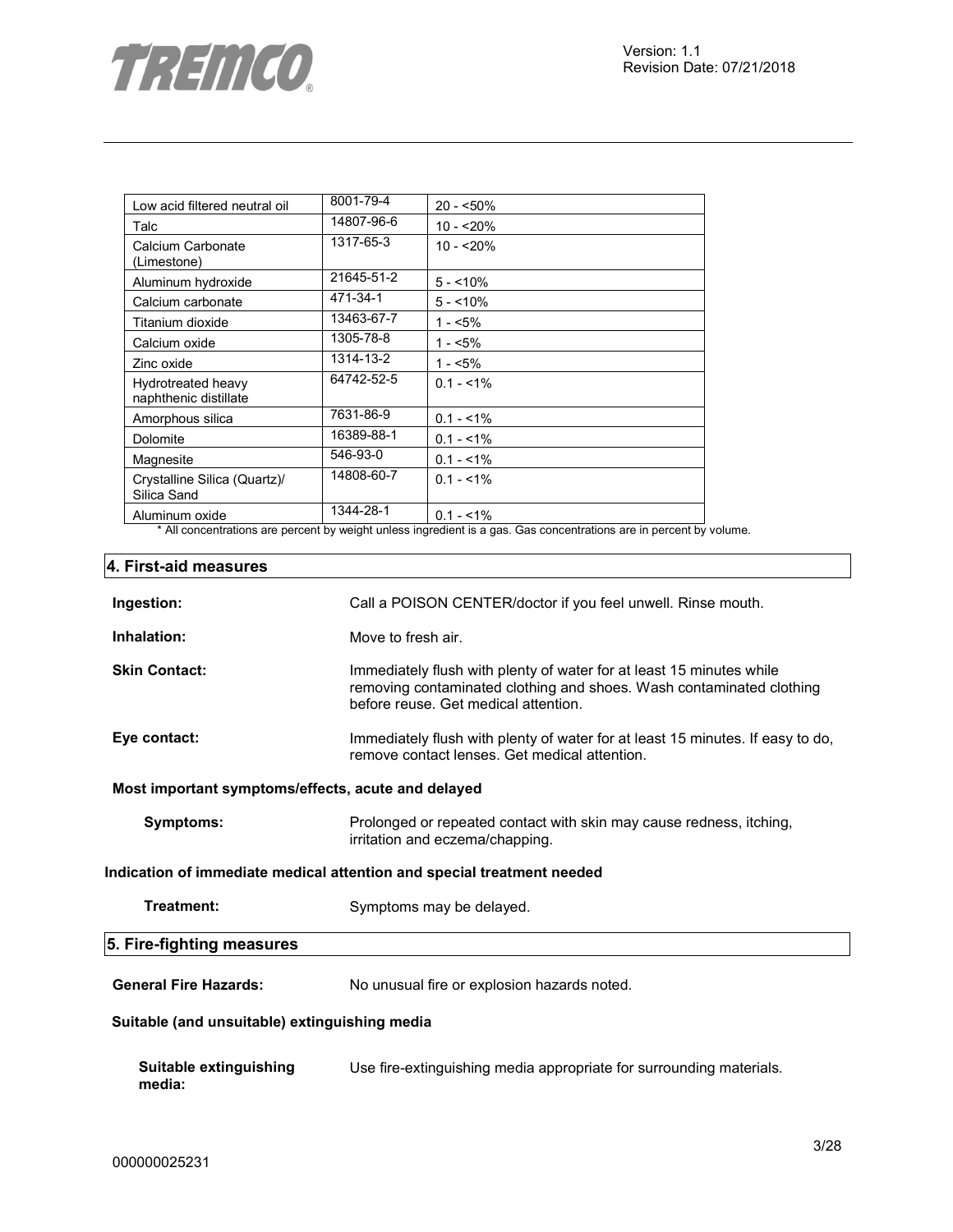| | | |
|---|---|---|
| Low acid filtered neutral oil | 8001-79-4 | 20 - <50% |
| Talc | 14807-96-6 | 10 - <20% |
| Calcium Carbonate (Limestone) | 1317-65-3 | 10 - <20% |
| Aluminum hydroxide | 21645-51-2 | 5 - <10% |
| Calcium carbonate | 471-34-1 | 5 - <10% |
| Titanium dioxide | 13463-67-7 | 1 - <5% |
| Calcium oxide | 1305-78-8 | 1 - <5% |
| Zinc oxide | 1314-13-2 | 1 - <5% |
| Hydrotreated heavy naphthenic distillate | 64742-52-5 | 0.1 - <1% |
| Amorphous silica | 7631-86-9 | 0.1 - <1% |
| Dolomite | 16389-88-1 | 0.1 - <1% |
| Magnesite | 546-93-0 | 0.1 - <1% |
| Crystalline Silica (Quartz)/ Silica Sand | 14808-60-7 | 0.1 - <1% |
| Aluminum oxide | 1344-28-1 | 0.1 - <1% |

* All concentrations are percent by weight unless ingredient is a gas. Gas concentrations are in percent by volume.

## 4. First-aid measures

**Ingestion:** Call a POISON CENTER/doctor if you feel unwell. Rinse mouth.

**Inhalation:** Move to fresh air.

**Skin Contact:** Immediately flush with plenty of water for at least 15 minutes while removing contaminated clothing and shoes. Wash contaminated clothing before reuse. Get medical attention.

**Eye contact:** Immediately flush with plenty of water for at least 15 minutes. If easy to do, remove contact lenses. Get medical attention.

**Most important symptoms/effects, acute and delayed**

**Symptoms:** Prolonged or repeated contact with skin may cause redness, itching, irritation and eczema/chapping.

**Indication of immediate medical attention and special treatment needed**

**Treatment:** Symptoms may be delayed.

## 5. Fire-fighting measures

**General Fire Hazards:** No unusual fire or explosion hazards noted.

**Suitable (and unsuitable) extinguishing media**

**Suitable extinguishing media:** Use fire-extinguishing media appropriate for surrounding materials.

000000025231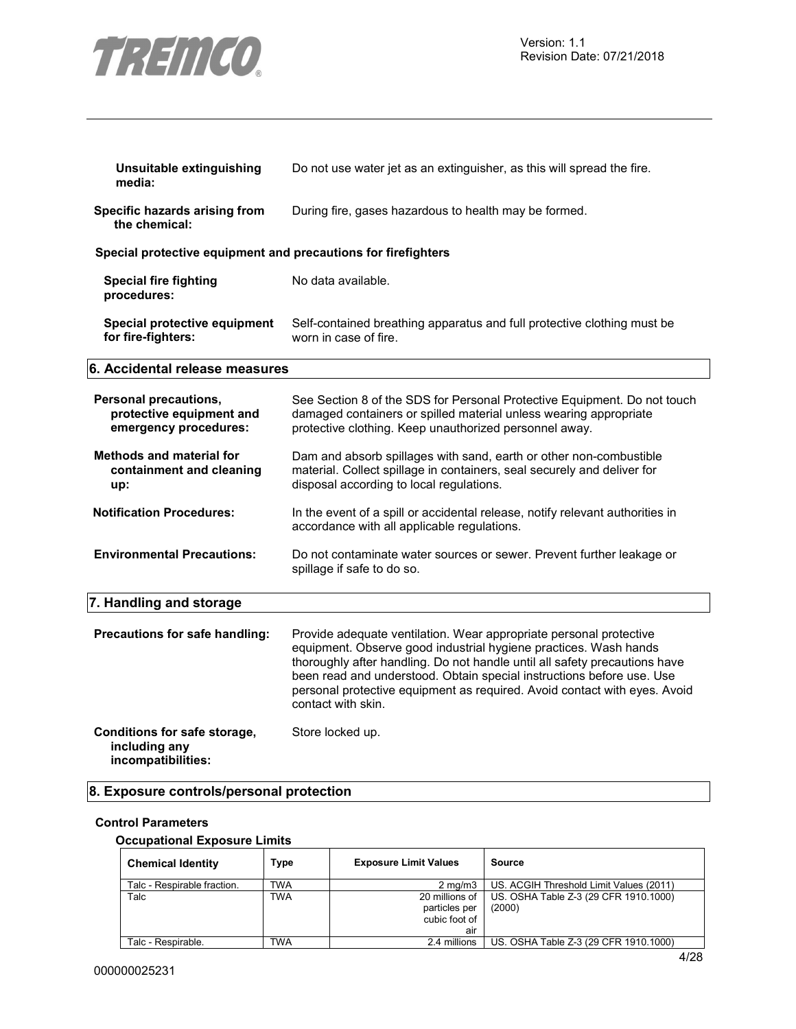**Unsuitable extinguishing media:** Do not use water jet as an extinguisher, as this will spread the fire.

**Specific hazards arising from the chemical:** During fire, gases hazardous to health may be formed.

**Special protective equipment and precautions for firefighters**

**Special fire fighting procedures:** No data available.

**Special protective equipment for fire-fighters:** Self-contained breathing apparatus and full protective clothing must be worn in case of fire.

## 6. Accidental release measures

**Personal precautions, protective equipment and emergency procedures:** See Section 8 of the SDS for Personal Protective Equipment. Do not touch damaged containers or spilled material unless wearing appropriate protective clothing. Keep unauthorized personnel away.

**Methods and material for containment and cleaning up:** Dam and absorb spillages with sand, earth or other non-combustible material. Collect spillage in containers, seal securely and deliver for disposal according to local regulations.

**Notification Procedures:** In the event of a spill or accidental release, notify relevant authorities in accordance with all applicable regulations.

**Environmental Precautions:** Do not contaminate water sources or sewer. Prevent further leakage or spillage if safe to do so.

## 7. Handling and storage

**Precautions for safe handling:** Provide adequate ventilation. Wear appropriate personal protective equipment. Observe good industrial hygiene practices. Wash hands thoroughly after handling. Do not handle until all safety precautions have been read and understood. Obtain special instructions before use. Use personal protective equipment as required. Avoid contact with eyes. Avoid contact with skin.

**Conditions for safe storage, including any incompatibilities:** Store locked up.

## 8. Exposure controls/personal protection

**Control Parameters**

**Occupational Exposure Limits**

| Chemical Identity | Type | Exposure Limit Values | Source |
|---|---|---|---|
| Talc - Respirable fraction. | TWA | 2 mg/m3 | US. ACGIH Threshold Limit Values (2011) |
| Talc | TWA | 20 millions of particles per cubic foot of air | US. OSHA Table Z-3 (29 CFR 1910.1000) (2000) |
| Talc - Respirable. | TWA | 2.4 millions | US. OSHA Table Z-3 (29 CFR 1910.1000) |

000000025231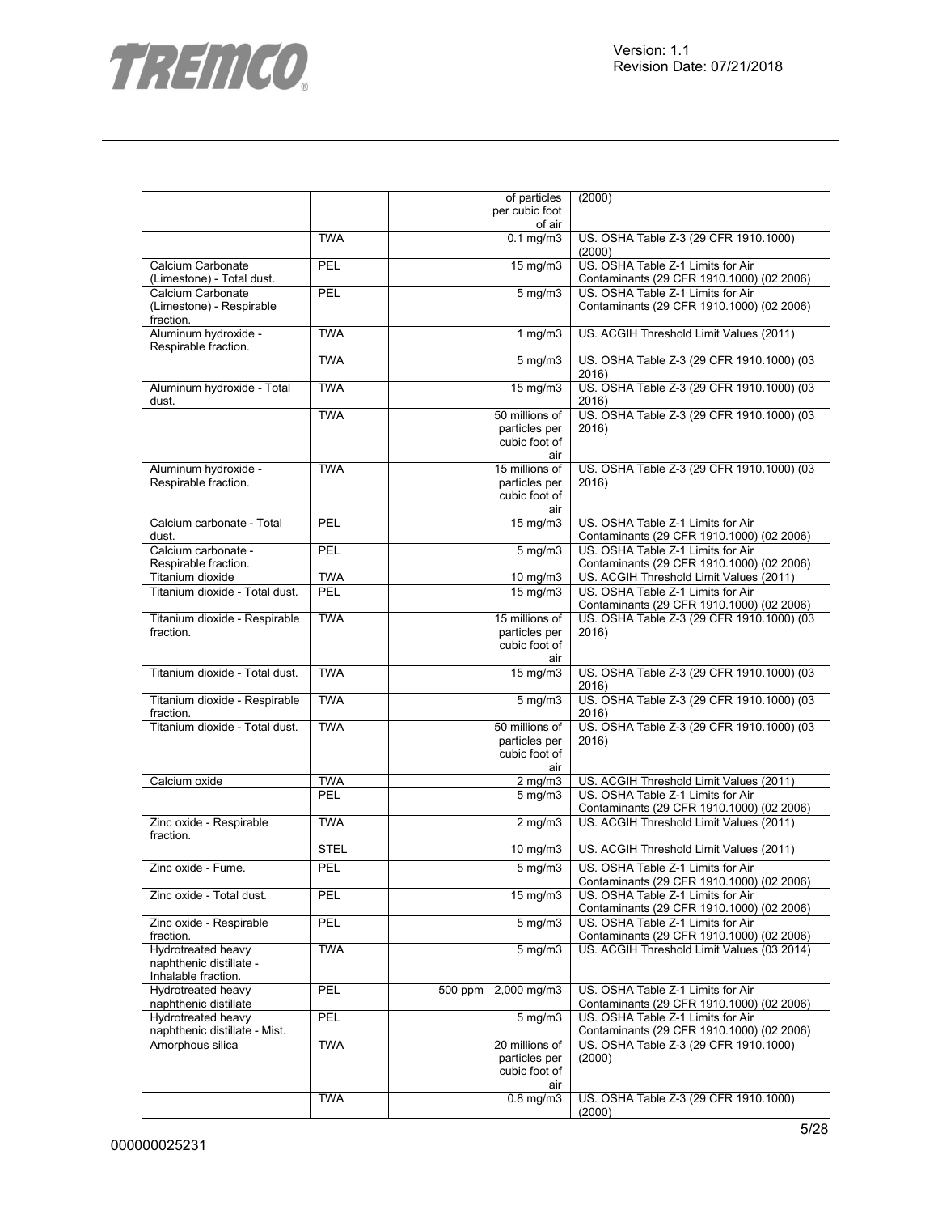| | | | |
|---|---|---|---|
| | | of particles per cubic foot of air | (2000) |
| | TWA | 0.1 mg/m3 | US. OSHA Table Z-3 (29 CFR 1910.1000) (2000) |
| Calcium Carbonate (Limestone) - Total dust. | PEL | 15 mg/m3 | US. OSHA Table Z-1 Limits for Air Contaminants (29 CFR 1910.1000) (02 2006) |
| Calcium Carbonate (Limestone) - Respirable fraction. | PEL | 5 mg/m3 | US. OSHA Table Z-1 Limits for Air Contaminants (29 CFR 1910.1000) (02 2006) |
| Aluminum hydroxide - Respirable fraction. | TWA | 1 mg/m3 | US. ACGIH Threshold Limit Values (2011) |
| | TWA | 5 mg/m3 | US. OSHA Table Z-3 (29 CFR 1910.1000) (03 2016) |
| Aluminum hydroxide - Total dust. | TWA | 15 mg/m3 | US. OSHA Table Z-3 (29 CFR 1910.1000) (03 2016) |
| | TWA | 50 millions of particles per cubic foot of air | US. OSHA Table Z-3 (29 CFR 1910.1000) (03 2016) |
| Aluminum hydroxide - Respirable fraction. | TWA | 15 millions of particles per cubic foot of air | US. OSHA Table Z-3 (29 CFR 1910.1000) (03 2016) |
| Calcium carbonate - Total dust. | PEL | 15 mg/m3 | US. OSHA Table Z-1 Limits for Air Contaminants (29 CFR 1910.1000) (02 2006) |
| Calcium carbonate - Respirable fraction. | PEL | 5 mg/m3 | US. OSHA Table Z-1 Limits for Air Contaminants (29 CFR 1910.1000) (02 2006) |
| Titanium dioxide | TWA | 10 mg/m3 | US. ACGIH Threshold Limit Values (2011) |
| Titanium dioxide - Total dust. | PEL | 15 mg/m3 | US. OSHA Table Z-1 Limits for Air Contaminants (29 CFR 1910.1000) (02 2006) |
| Titanium dioxide - Respirable fraction. | TWA | 15 millions of particles per cubic foot of air | US. OSHA Table Z-3 (29 CFR 1910.1000) (03 2016) |
| Titanium dioxide - Total dust. | TWA | 15 mg/m3 | US. OSHA Table Z-3 (29 CFR 1910.1000) (03 2016) |
| Titanium dioxide - Respirable fraction. | TWA | 5 mg/m3 | US. OSHA Table Z-3 (29 CFR 1910.1000) (03 2016) |
| Titanium dioxide - Total dust. | TWA | 50 millions of particles per cubic foot of air | US. OSHA Table Z-3 (29 CFR 1910.1000) (03 2016) |
| Calcium oxide | TWA | 2 mg/m3 | US. ACGIH Threshold Limit Values (2011) |
| | PEL | 5 mg/m3 | US. OSHA Table Z-1 Limits for Air Contaminants (29 CFR 1910.1000) (02 2006) |
| Zinc oxide - Respirable fraction. | TWA | 2 mg/m3 | US. ACGIH Threshold Limit Values (2011) |
| | STEL | 10 mg/m3 | US. ACGIH Threshold Limit Values (2011) |
| Zinc oxide - Fume. | PEL | 5 mg/m3 | US. OSHA Table Z-1 Limits for Air Contaminants (29 CFR 1910.1000) (02 2006) |
| Zinc oxide - Total dust. | PEL | 15 mg/m3 | US. OSHA Table Z-1 Limits for Air Contaminants (29 CFR 1910.1000) (02 2006) |
| Zinc oxide - Respirable fraction. | PEL | 5 mg/m3 | US. OSHA Table Z-1 Limits for Air Contaminants (29 CFR 1910.1000) (02 2006) |
| Hydrotreated heavy naphthenic distillate - Inhalable fraction. | TWA | 5 mg/m3 | US. ACGIH Threshold Limit Values (03 2014) |
| Hydrotreated heavy naphthenic distillate | PEL | 500 ppm 2,000 mg/m3 | US. OSHA Table Z-1 Limits for Air Contaminants (29 CFR 1910.1000) (02 2006) |
| Hydrotreated heavy naphthenic distillate - Mist. | PEL | 5 mg/m3 | US. OSHA Table Z-1 Limits for Air Contaminants (29 CFR 1910.1000) (02 2006) |
| Amorphous silica | TWA | 20 millions of particles per cubic foot of air | US. OSHA Table Z-3 (29 CFR 1910.1000) (2000) |
| | TWA | 0.8 mg/m3 | US. OSHA Table Z-3 (29 CFR 1910.1000) (2000) |

000000025231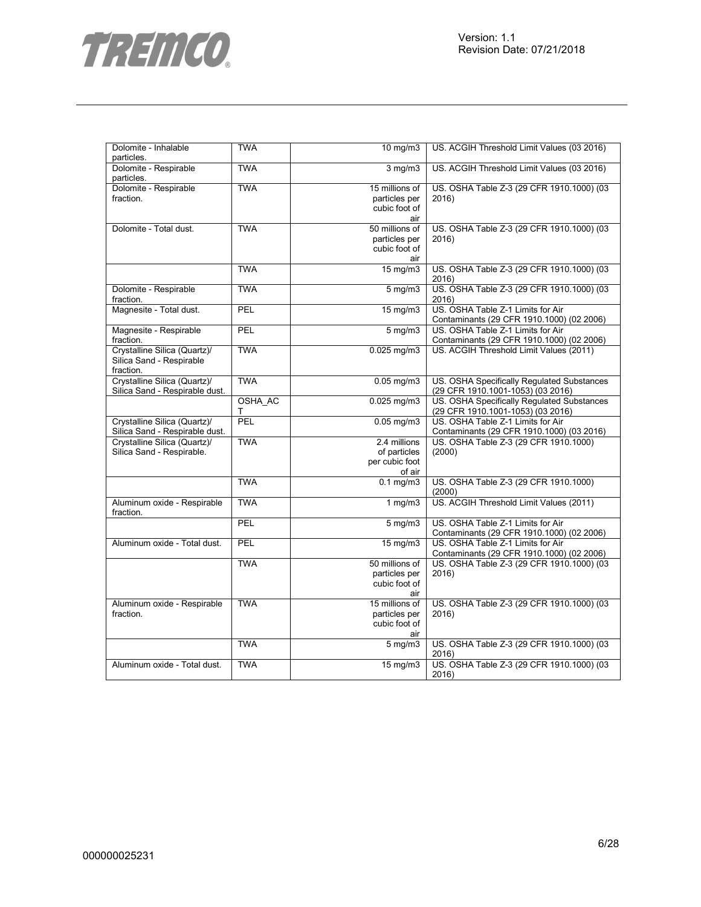| Dolomite - Inhalable particles. | TWA | 10 mg/m3 | US. ACGIH Threshold Limit Values (03 2016) |
|---|---|---|---|
| Dolomite - Respirable particles. | TWA | 3 mg/m3 | US. ACGIH Threshold Limit Values (03 2016) |
| Dolomite - Respirable fraction. | TWA | 15 millions of particles per cubic foot of air | US. OSHA Table Z-3 (29 CFR 1910.1000) (03 2016) |
| Dolomite - Total dust. | TWA | 50 millions of particles per cubic foot of air | US. OSHA Table Z-3 (29 CFR 1910.1000) (03 2016) |
| | TWA | 15 mg/m3 | US. OSHA Table Z-3 (29 CFR 1910.1000) (03 2016) |
| Dolomite - Respirable fraction. | TWA | 5 mg/m3 | US. OSHA Table Z-3 (29 CFR 1910.1000) (03 2016) |
| Magnesite - Total dust. | PEL | 15 mg/m3 | US. OSHA Table Z-1 Limits for Air Contaminants (29 CFR 1910.1000) (02 2006) |
| Magnesite - Respirable fraction. | PEL | 5 mg/m3 | US. OSHA Table Z-1 Limits for Air Contaminants (29 CFR 1910.1000) (02 2006) |
| Crystalline Silica (Quartz)/ Silica Sand - Respirable fraction. | TWA | 0.025 mg/m3 | US. ACGIH Threshold Limit Values (2011) |
| Crystalline Silica (Quartz)/ Silica Sand - Respirable dust. | TWA | 0.05 mg/m3 | US. OSHA Specifically Regulated Substances (29 CFR 1910.1001-1053) (03 2016) |
| | OSHA_ACT | 0.025 mg/m3 | US. OSHA Specifically Regulated Substances (29 CFR 1910.1001-1053) (03 2016) |
| Crystalline Silica (Quartz)/ Silica Sand - Respirable dust. | PEL | 0.05 mg/m3 | US. OSHA Table Z-1 Limits for Air Contaminants (29 CFR 1910.1000) (03 2016) |
| Crystalline Silica (Quartz)/ Silica Sand - Respirable. | TWA | 2.4 millions of particles per cubic foot of air | US. OSHA Table Z-3 (29 CFR 1910.1000) (2000) |
| | TWA | 0.1 mg/m3 | US. OSHA Table Z-3 (29 CFR 1910.1000) (2000) |
| Aluminum oxide - Respirable fraction. | TWA | 1 mg/m3 | US. ACGIH Threshold Limit Values (2011) |
| | PEL | 5 mg/m3 | US. OSHA Table Z-1 Limits for Air Contaminants (29 CFR 1910.1000) (02 2006) |
| Aluminum oxide - Total dust. | PEL | 15 mg/m3 | US. OSHA Table Z-1 Limits for Air Contaminants (29 CFR 1910.1000) (02 2006) |
| | TWA | 50 millions of particles per cubic foot of air | US. OSHA Table Z-3 (29 CFR 1910.1000) (03 2016) |
| Aluminum oxide - Respirable fraction. | TWA | 15 millions of particles per cubic foot of air | US. OSHA Table Z-3 (29 CFR 1910.1000) (03 2016) |
| | TWA | 5 mg/m3 | US. OSHA Table Z-3 (29 CFR 1910.1000) (03 2016) |
| Aluminum oxide - Total dust. | TWA | 15 mg/m3 | US. OSHA Table Z-3 (29 CFR 1910.1000) (03 2016) |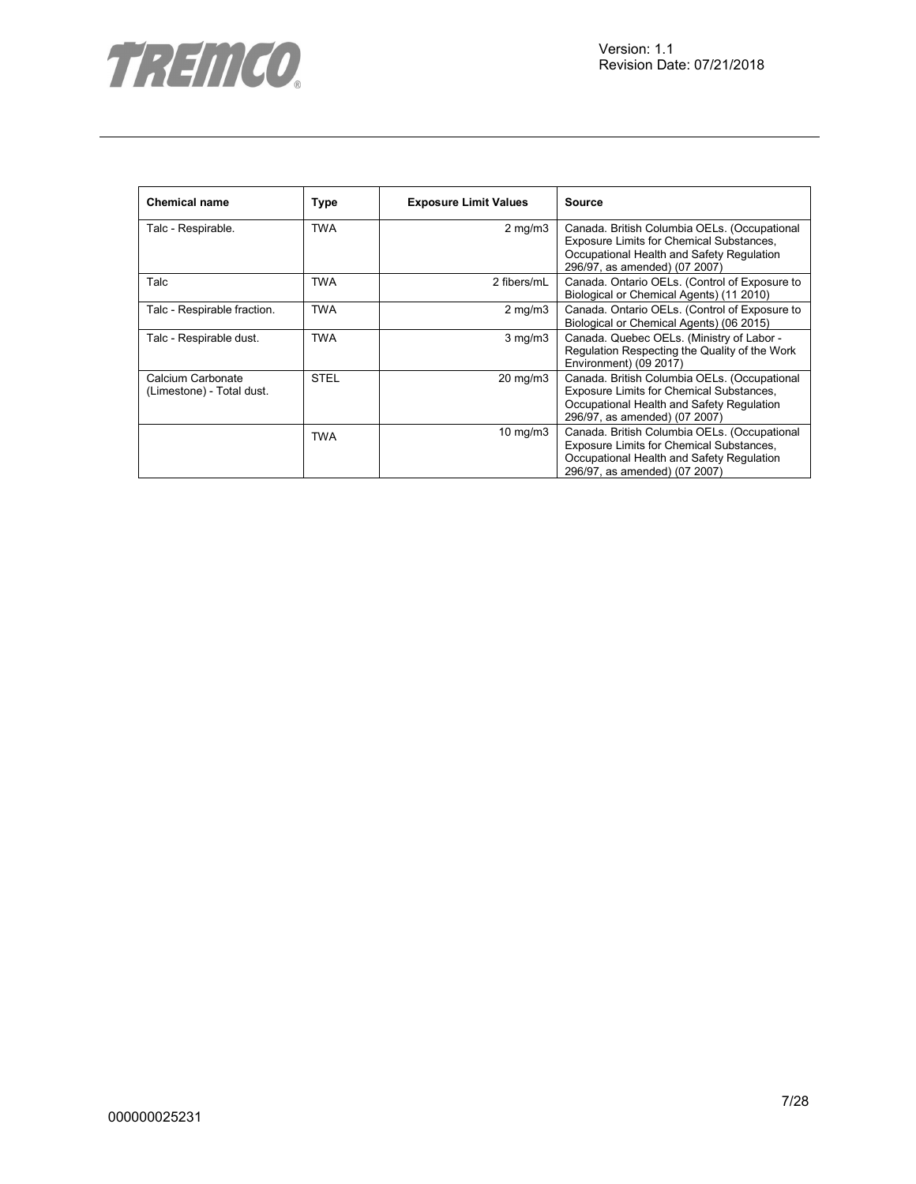| Chemical name | Type | Exposure Limit Values | Source |
|---|---|---|---|
| Talc - Respirable. | TWA | 2 mg/m3 | Canada. British Columbia OELs. (Occupational Exposure Limits for Chemical Substances, Occupational Health and Safety Regulation 296/97, as amended) (07 2007) |
| Talc | TWA | 2 fibers/mL | Canada. Ontario OELs. (Control of Exposure to Biological or Chemical Agents) (11 2010) |
| Talc - Respirable fraction. | TWA | 2 mg/m3 | Canada. Ontario OELs. (Control of Exposure to Biological or Chemical Agents) (06 2015) |
| Talc - Respirable dust. | TWA | 3 mg/m3 | Canada. Quebec OELs. (Ministry of Labor - Regulation Respecting the Quality of the Work Environment) (09 2017) |
| Calcium Carbonate (Limestone) - Total dust. | STEL | 20 mg/m3 | Canada. British Columbia OELs. (Occupational Exposure Limits for Chemical Substances, Occupational Health and Safety Regulation 296/97, as amended) (07 2007) |
| | TWA | 10 mg/m3 | Canada. British Columbia OELs. (Occupational Exposure Limits for Chemical Substances, Occupational Health and Safety Regulation 296/97, as amended) (07 2007) |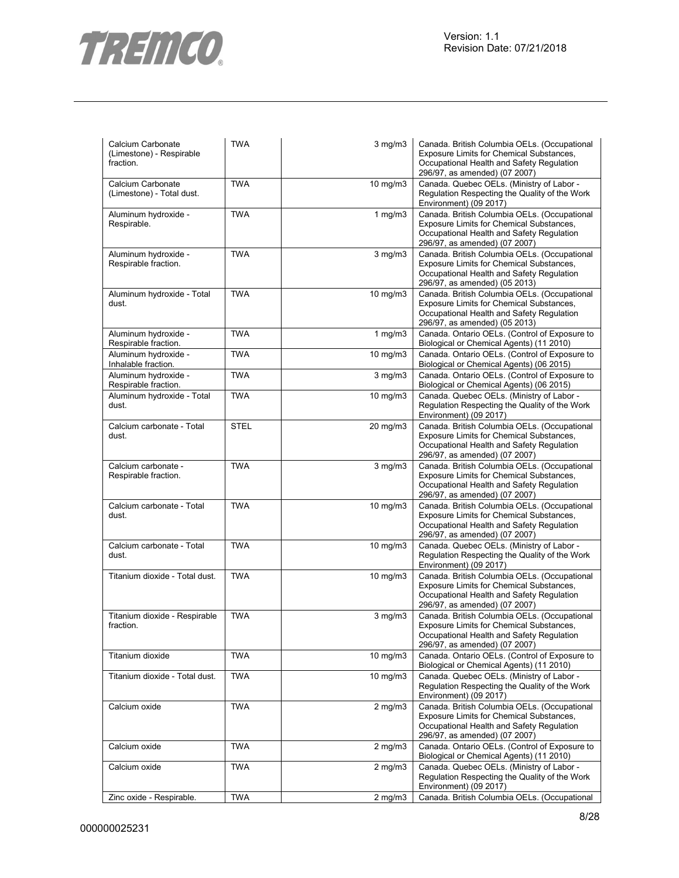| Calcium Carbonate (Limestone) - Respirable fraction. | TWA | 3 mg/m3 | Canada. British Columbia OELs. (Occupational Exposure Limits for Chemical Substances, Occupational Health and Safety Regulation 296/97, as amended) (07 2007) |
|---|---|---|---|
| Calcium Carbonate (Limestone) - Total dust. | TWA | 10 mg/m3 | Canada. Quebec OELs. (Ministry of Labor - Regulation Respecting the Quality of the Work Environment) (09 2017) |
| Aluminum hydroxide - Respirable. | TWA | 1 mg/m3 | Canada. British Columbia OELs. (Occupational Exposure Limits for Chemical Substances, Occupational Health and Safety Regulation 296/97, as amended) (07 2007) |
| Aluminum hydroxide - Respirable fraction. | TWA | 3 mg/m3 | Canada. British Columbia OELs. (Occupational Exposure Limits for Chemical Substances, Occupational Health and Safety Regulation 296/97, as amended) (05 2013) |
| Aluminum hydroxide - Total dust. | TWA | 10 mg/m3 | Canada. British Columbia OELs. (Occupational Exposure Limits for Chemical Substances, Occupational Health and Safety Regulation 296/97, as amended) (05 2013) |
| Aluminum hydroxide - Respirable fraction. | TWA | 1 mg/m3 | Canada. Ontario OELs. (Control of Exposure to Biological or Chemical Agents) (11 2010) |
| Aluminum hydroxide - Inhalable fraction. | TWA | 10 mg/m3 | Canada. Ontario OELs. (Control of Exposure to Biological or Chemical Agents) (06 2015) |
| Aluminum hydroxide - Respirable fraction. | TWA | 3 mg/m3 | Canada. Ontario OELs. (Control of Exposure to Biological or Chemical Agents) (06 2015) |
| Aluminum hydroxide - Total dust. | TWA | 10 mg/m3 | Canada. Quebec OELs. (Ministry of Labor - Regulation Respecting the Quality of the Work Environment) (09 2017) |
| Calcium carbonate - Total dust. | STEL | 20 mg/m3 | Canada. British Columbia OELs. (Occupational Exposure Limits for Chemical Substances, Occupational Health and Safety Regulation 296/97, as amended) (07 2007) |
| Calcium carbonate - Respirable fraction. | TWA | 3 mg/m3 | Canada. British Columbia OELs. (Occupational Exposure Limits for Chemical Substances, Occupational Health and Safety Regulation 296/97, as amended) (07 2007) |
| Calcium carbonate - Total dust. | TWA | 10 mg/m3 | Canada. British Columbia OELs. (Occupational Exposure Limits for Chemical Substances, Occupational Health and Safety Regulation 296/97, as amended) (07 2007) |
| Calcium carbonate - Total dust. | TWA | 10 mg/m3 | Canada. Quebec OELs. (Ministry of Labor - Regulation Respecting the Quality of the Work Environment) (09 2017) |
| Titanium dioxide - Total dust. | TWA | 10 mg/m3 | Canada. British Columbia OELs. (Occupational Exposure Limits for Chemical Substances, Occupational Health and Safety Regulation 296/97, as amended) (07 2007) |
| Titanium dioxide - Respirable fraction. | TWA | 3 mg/m3 | Canada. British Columbia OELs. (Occupational Exposure Limits for Chemical Substances, Occupational Health and Safety Regulation 296/97, as amended) (07 2007) |
| Titanium dioxide | TWA | 10 mg/m3 | Canada. Ontario OELs. (Control of Exposure to Biological or Chemical Agents) (11 2010) |
| Titanium dioxide - Total dust. | TWA | 10 mg/m3 | Canada. Quebec OELs. (Ministry of Labor - Regulation Respecting the Quality of the Work Environment) (09 2017) |
| Calcium oxide | TWA | 2 mg/m3 | Canada. British Columbia OELs. (Occupational Exposure Limits for Chemical Substances, Occupational Health and Safety Regulation 296/97, as amended) (07 2007) |
| Calcium oxide | TWA | 2 mg/m3 | Canada. Ontario OELs. (Control of Exposure to Biological or Chemical Agents) (11 2010) |
| Calcium oxide | TWA | 2 mg/m3 | Canada. Quebec OELs. (Ministry of Labor - Regulation Respecting the Quality of the Work Environment) (09 2017) |
| Zinc oxide - Respirable. | TWA | 2 mg/m3 | Canada. British Columbia OELs. (Occupational |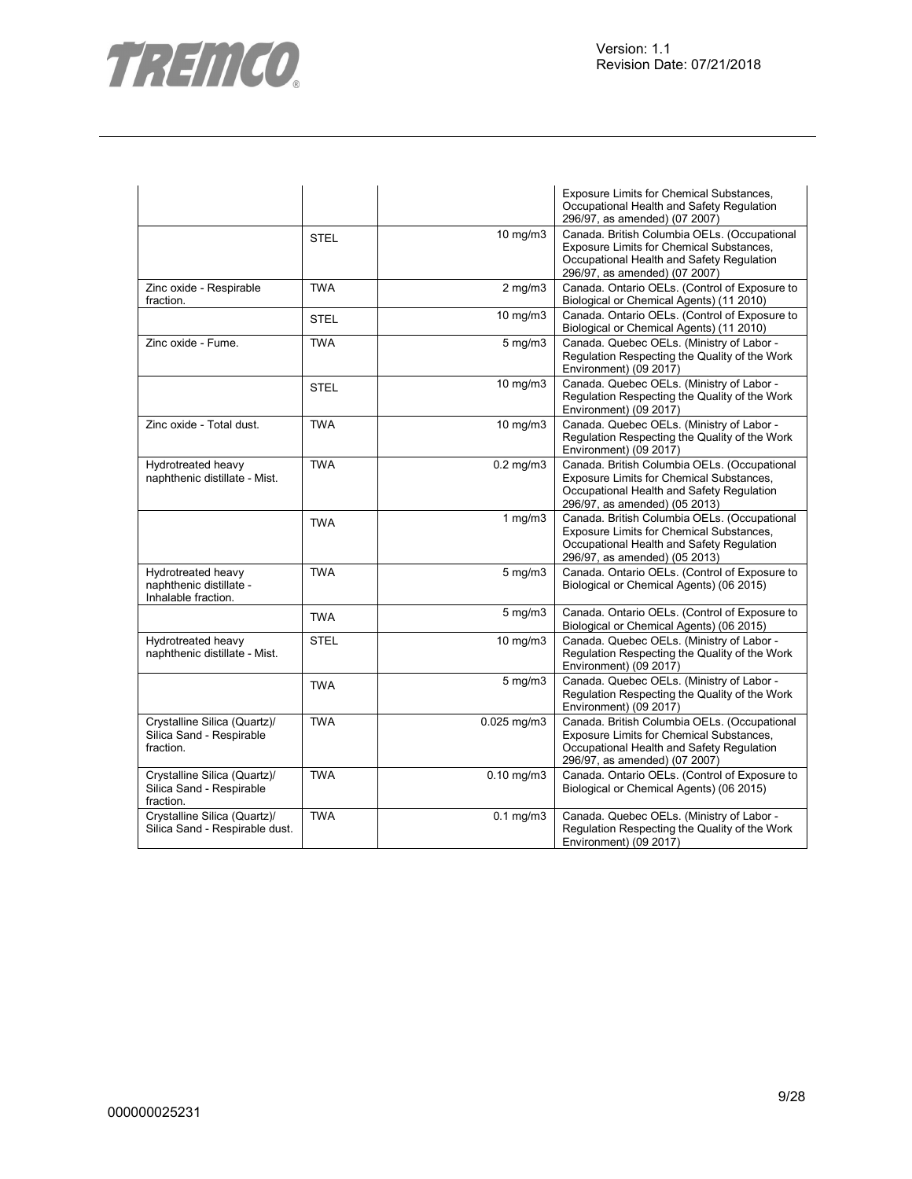| | | | |
|---|---|---|---|
| | | | Exposure Limits for Chemical Substances, Occupational Health and Safety Regulation 296/97, as amended) (07 2007) |
| | STEL | 10 mg/m3 | Canada. British Columbia OELs. (Occupational Exposure Limits for Chemical Substances, Occupational Health and Safety Regulation 296/97, as amended) (07 2007) |
| Zinc oxide - Respirable fraction. | TWA | 2 mg/m3 | Canada. Ontario OELs. (Control of Exposure to Biological or Chemical Agents) (11 2010) |
| | STEL | 10 mg/m3 | Canada. Ontario OELs. (Control of Exposure to Biological or Chemical Agents) (11 2010) |
| Zinc oxide - Fume. | TWA | 5 mg/m3 | Canada. Quebec OELs. (Ministry of Labor - Regulation Respecting the Quality of the Work Environment) (09 2017) |
| | STEL | 10 mg/m3 | Canada. Quebec OELs. (Ministry of Labor - Regulation Respecting the Quality of the Work Environment) (09 2017) |
| Zinc oxide - Total dust. | TWA | 10 mg/m3 | Canada. Quebec OELs. (Ministry of Labor - Regulation Respecting the Quality of the Work Environment) (09 2017) |
| Hydrotreated heavy naphthenic distillate - Mist. | TWA | 0.2 mg/m3 | Canada. British Columbia OELs. (Occupational Exposure Limits for Chemical Substances, Occupational Health and Safety Regulation 296/97, as amended) (05 2013) |
| | TWA | 1 mg/m3 | Canada. British Columbia OELs. (Occupational Exposure Limits for Chemical Substances, Occupational Health and Safety Regulation 296/97, as amended) (05 2013) |
| Hydrotreated heavy naphthenic distillate - Inhalable fraction. | TWA | 5 mg/m3 | Canada. Ontario OELs. (Control of Exposure to Biological or Chemical Agents) (06 2015) |
| | TWA | 5 mg/m3 | Canada. Ontario OELs. (Control of Exposure to Biological or Chemical Agents) (06 2015) |
| Hydrotreated heavy naphthenic distillate - Mist. | STEL | 10 mg/m3 | Canada. Quebec OELs. (Ministry of Labor - Regulation Respecting the Quality of the Work Environment) (09 2017) |
| | TWA | 5 mg/m3 | Canada. Quebec OELs. (Ministry of Labor - Regulation Respecting the Quality of the Work Environment) (09 2017) |
| Crystalline Silica (Quartz)/ Silica Sand - Respirable fraction. | TWA | 0.025 mg/m3 | Canada. British Columbia OELs. (Occupational Exposure Limits for Chemical Substances, Occupational Health and Safety Regulation 296/97, as amended) (07 2007) |
| Crystalline Silica (Quartz)/ Silica Sand - Respirable fraction. | TWA | 0.10 mg/m3 | Canada. Ontario OELs. (Control of Exposure to Biological or Chemical Agents) (06 2015) |
| Crystalline Silica (Quartz)/ Silica Sand - Respirable dust. | TWA | 0.1 mg/m3 | Canada. Quebec OELs. (Ministry of Labor - Regulation Respecting the Quality of the Work Environment) (09 2017) |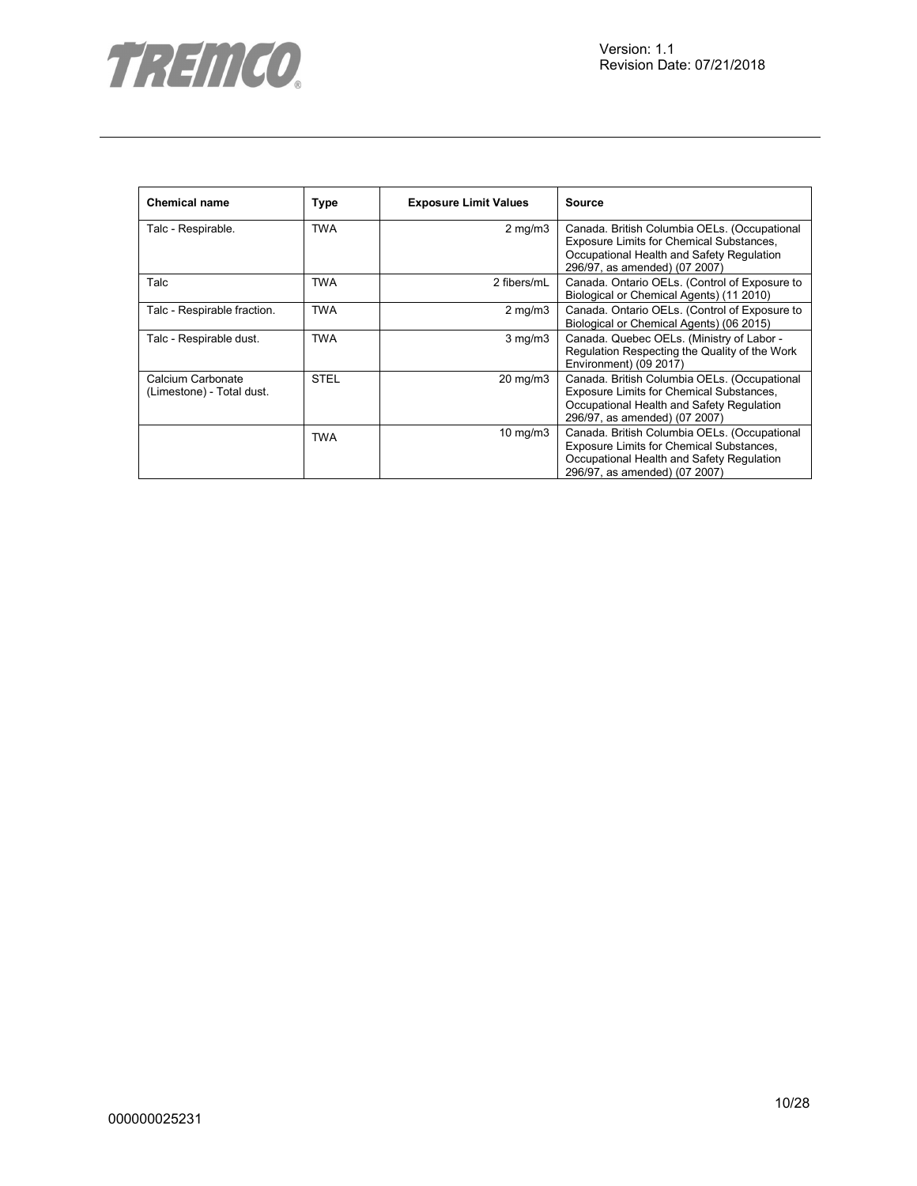| Chemical name | Type | Exposure Limit Values | Source |
|---|---|---|---|
| Talc - Respirable. | TWA | 2 mg/m3 | Canada. British Columbia OELs. (Occupational Exposure Limits for Chemical Substances, Occupational Health and Safety Regulation 296/97, as amended) (07 2007) |
| Talc | TWA | 2 fibers/mL | Canada. Ontario OELs. (Control of Exposure to Biological or Chemical Agents) (11 2010) |
| Talc - Respirable fraction. | TWA | 2 mg/m3 | Canada. Ontario OELs. (Control of Exposure to Biological or Chemical Agents) (06 2015) |
| Talc - Respirable dust. | TWA | 3 mg/m3 | Canada. Quebec OELs. (Ministry of Labor - Regulation Respecting the Quality of the Work Environment) (09 2017) |
| Calcium Carbonate (Limestone) - Total dust. | STEL | 20 mg/m3 | Canada. British Columbia OELs. (Occupational Exposure Limits for Chemical Substances, Occupational Health and Safety Regulation 296/97, as amended) (07 2007) |
| | TWA | 10 mg/m3 | Canada. British Columbia OELs. (Occupational Exposure Limits for Chemical Substances, Occupational Health and Safety Regulation 296/97, as amended) (07 2007) |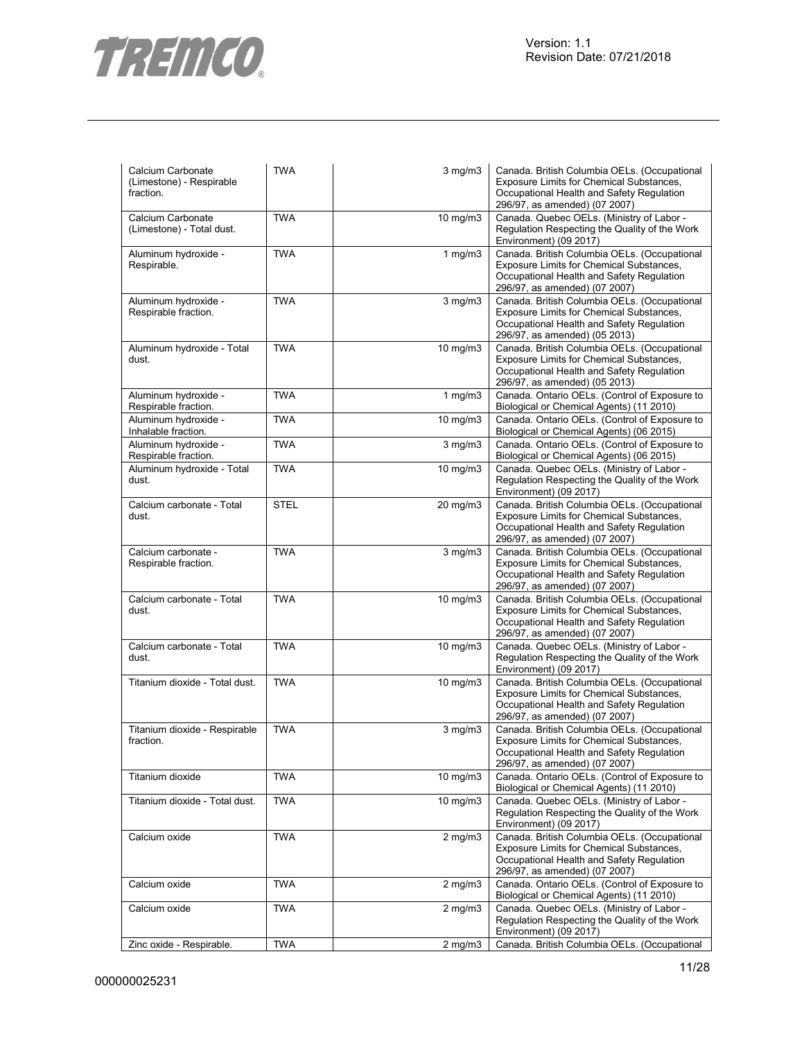| | | | |
|---|---|---|---|
| Calcium Carbonate (Limestone) - Respirable fraction. | TWA | 3 mg/m3 | Canada. British Columbia OELs. (Occupational Exposure Limits for Chemical Substances, Occupational Health and Safety Regulation 296/97, as amended) (07 2007) |
| Calcium Carbonate (Limestone) - Total dust. | TWA | 10 mg/m3 | Canada. Quebec OELs. (Ministry of Labor - Regulation Respecting the Quality of the Work Environment) (09 2017) |
| Aluminum hydroxide - Respirable. | TWA | 1 mg/m3 | Canada. British Columbia OELs. (Occupational Exposure Limits for Chemical Substances, Occupational Health and Safety Regulation 296/97, as amended) (07 2007) |
| Aluminum hydroxide - Respirable fraction. | TWA | 3 mg/m3 | Canada. British Columbia OELs. (Occupational Exposure Limits for Chemical Substances, Occupational Health and Safety Regulation 296/97, as amended) (05 2013) |
| Aluminum hydroxide - Total dust. | TWA | 10 mg/m3 | Canada. British Columbia OELs. (Occupational Exposure Limits for Chemical Substances, Occupational Health and Safety Regulation 296/97, as amended) (05 2013) |
| Aluminum hydroxide - Respirable fraction. | TWA | 1 mg/m3 | Canada. Ontario OELs. (Control of Exposure to Biological or Chemical Agents) (11 2010) |
| Aluminum hydroxide - Inhalable fraction. | TWA | 10 mg/m3 | Canada. Ontario OELs. (Control of Exposure to Biological or Chemical Agents) (06 2015) |
| Aluminum hydroxide - Respirable fraction. | TWA | 3 mg/m3 | Canada. Ontario OELs. (Control of Exposure to Biological or Chemical Agents) (06 2015) |
| Aluminum hydroxide - Total dust. | TWA | 10 mg/m3 | Canada. Quebec OELs. (Ministry of Labor - Regulation Respecting the Quality of the Work Environment) (09 2017) |
| Calcium carbonate - Total dust. | STEL | 20 mg/m3 | Canada. British Columbia OELs. (Occupational Exposure Limits for Chemical Substances, Occupational Health and Safety Regulation 296/97, as amended) (07 2007) |
| Calcium carbonate - Respirable fraction. | TWA | 3 mg/m3 | Canada. British Columbia OELs. (Occupational Exposure Limits for Chemical Substances, Occupational Health and Safety Regulation 296/97, as amended) (07 2007) |
| Calcium carbonate - Total dust. | TWA | 10 mg/m3 | Canada. British Columbia OELs. (Occupational Exposure Limits for Chemical Substances, Occupational Health and Safety Regulation 296/97, as amended) (07 2007) |
| Calcium carbonate - Total dust. | TWA | 10 mg/m3 | Canada. Quebec OELs. (Ministry of Labor - Regulation Respecting the Quality of the Work Environment) (09 2017) |
| Titanium dioxide - Total dust. | TWA | 10 mg/m3 | Canada. British Columbia OELs. (Occupational Exposure Limits for Chemical Substances, Occupational Health and Safety Regulation 296/97, as amended) (07 2007) |
| Titanium dioxide - Respirable fraction. | TWA | 3 mg/m3 | Canada. British Columbia OELs. (Occupational Exposure Limits for Chemical Substances, Occupational Health and Safety Regulation 296/97, as amended) (07 2007) |
| Titanium dioxide | TWA | 10 mg/m3 | Canada. Ontario OELs. (Control of Exposure to Biological or Chemical Agents) (11 2010) |
| Titanium dioxide - Total dust. | TWA | 10 mg/m3 | Canada. Quebec OELs. (Ministry of Labor - Regulation Respecting the Quality of the Work Environment) (09 2017) |
| Calcium oxide | TWA | 2 mg/m3 | Canada. British Columbia OELs. (Occupational Exposure Limits for Chemical Substances, Occupational Health and Safety Regulation 296/97, as amended) (07 2007) |
| Calcium oxide | TWA | 2 mg/m3 | Canada. Ontario OELs. (Control of Exposure to Biological or Chemical Agents) (11 2010) |
| Calcium oxide | TWA | 2 mg/m3 | Canada. Quebec OELs. (Ministry of Labor - Regulation Respecting the Quality of the Work Environment) (09 2017) |
| Zinc oxide - Respirable. | TWA | 2 mg/m3 | Canada. British Columbia OELs. (Occupational |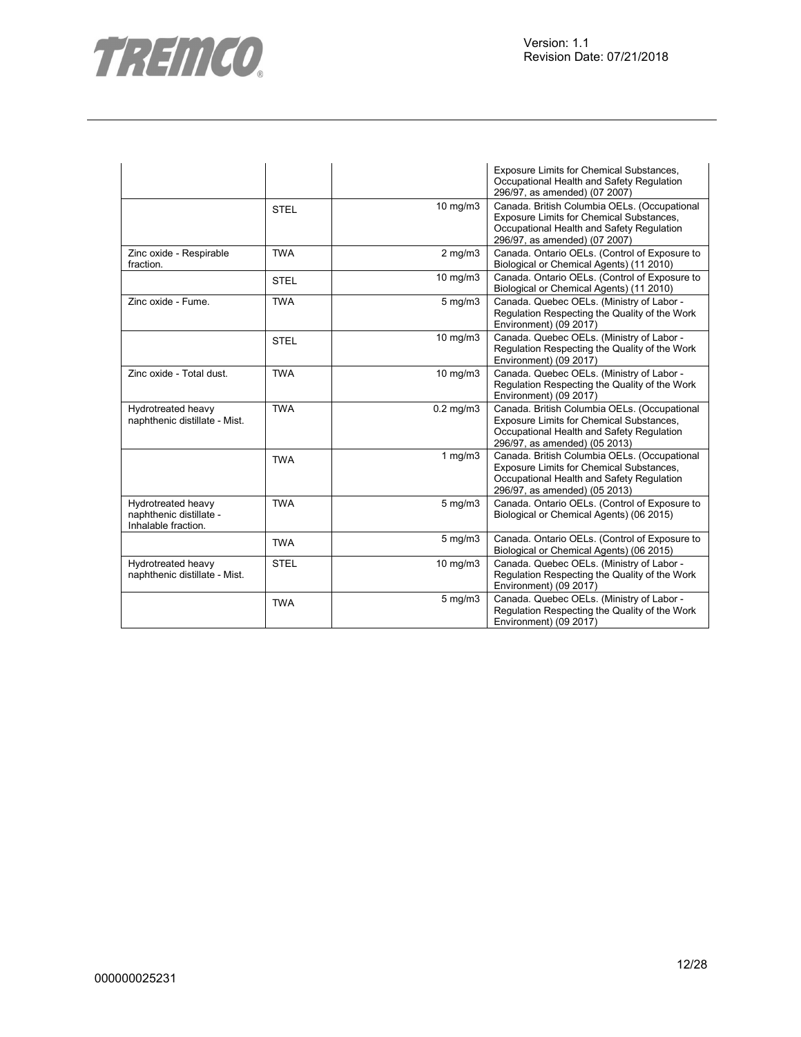| | | | |
|---|---|---|---|
| | | | Exposure Limits for Chemical Substances, Occupational Health and Safety Regulation 296/97, as amended) (07 2007) |
| | STEL | 10 mg/m3 | Canada. British Columbia OELs. (Occupational Exposure Limits for Chemical Substances, Occupational Health and Safety Regulation 296/97, as amended) (07 2007) |
| Zinc oxide - Respirable fraction. | TWA | 2 mg/m3 | Canada. Ontario OELs. (Control of Exposure to Biological or Chemical Agents) (11 2010) |
| | STEL | 10 mg/m3 | Canada. Ontario OELs. (Control of Exposure to Biological or Chemical Agents) (11 2010) |
| Zinc oxide - Fume. | TWA | 5 mg/m3 | Canada. Quebec OELs. (Ministry of Labor - Regulation Respecting the Quality of the Work Environment) (09 2017) |
| | STEL | 10 mg/m3 | Canada. Quebec OELs. (Ministry of Labor - Regulation Respecting the Quality of the Work Environment) (09 2017) |
| Zinc oxide - Total dust. | TWA | 10 mg/m3 | Canada. Quebec OELs. (Ministry of Labor - Regulation Respecting the Quality of the Work Environment) (09 2017) |
| Hydrotreated heavy naphthenic distillate - Mist. | TWA | 0.2 mg/m3 | Canada. British Columbia OELs. (Occupational Exposure Limits for Chemical Substances, Occupational Health and Safety Regulation 296/97, as amended) (05 2013) |
| | TWA | 1 mg/m3 | Canada. British Columbia OELs. (Occupational Exposure Limits for Chemical Substances, Occupational Health and Safety Regulation 296/97, as amended) (05 2013) |
| Hydrotreated heavy naphthenic distillate - Inhalable fraction. | TWA | 5 mg/m3 | Canada. Ontario OELs. (Control of Exposure to Biological or Chemical Agents) (06 2015) |
| | TWA | 5 mg/m3 | Canada. Ontario OELs. (Control of Exposure to Biological or Chemical Agents) (06 2015) |
| Hydrotreated heavy naphthenic distillate - Mist. | STEL | 10 mg/m3 | Canada. Quebec OELs. (Ministry of Labor - Regulation Respecting the Quality of the Work Environment) (09 2017) |
| | TWA | 5 mg/m3 | Canada. Quebec OELs. (Ministry of Labor - Regulation Respecting the Quality of the Work Environment) (09 2017) |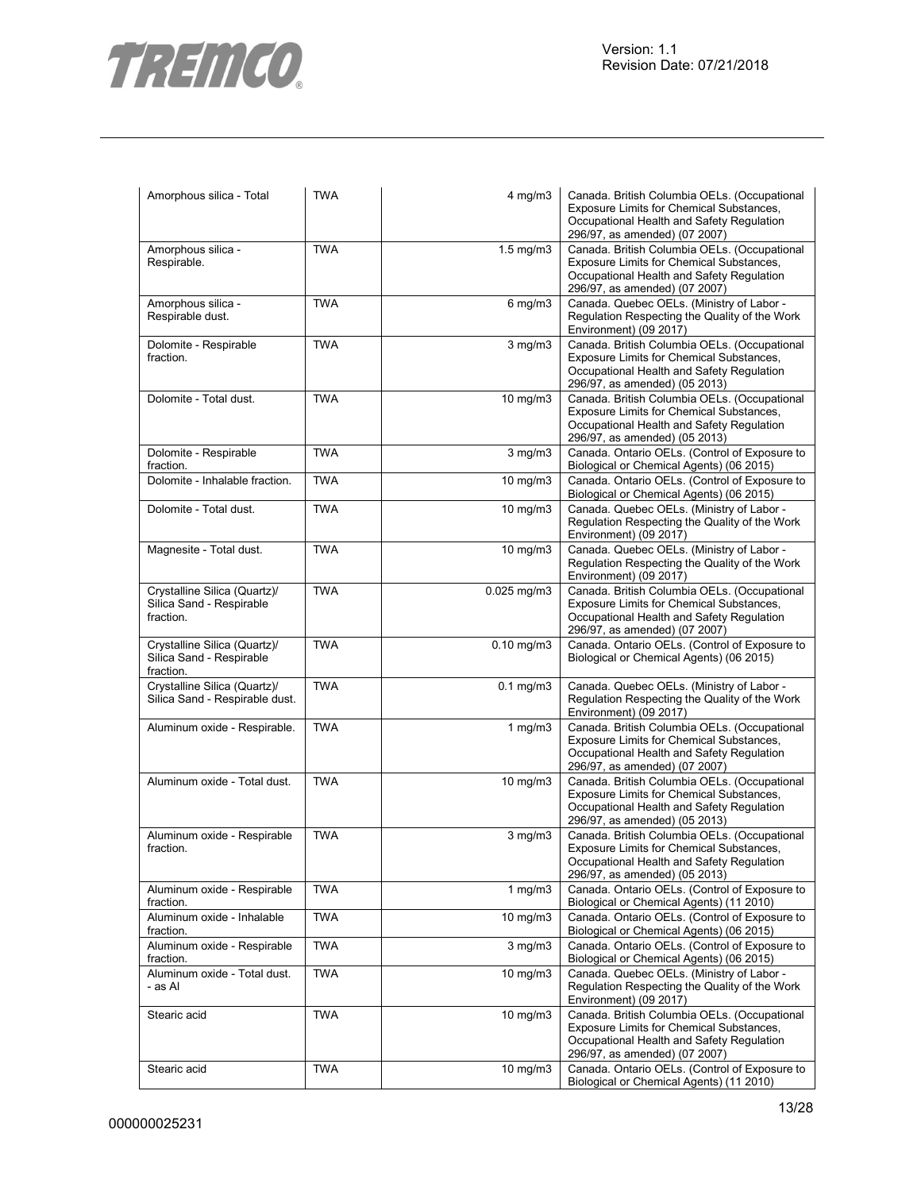| | | | |
|---|---|---|---|
| Amorphous silica - Total | TWA | 4 mg/m3 | Canada. British Columbia OELs. (Occupational Exposure Limits for Chemical Substances, Occupational Health and Safety Regulation 296/97, as amended) (07 2007) |
| Amorphous silica - Respirable. | TWA | 1.5 mg/m3 | Canada. British Columbia OELs. (Occupational Exposure Limits for Chemical Substances, Occupational Health and Safety Regulation 296/97, as amended) (07 2007) |
| Amorphous silica - Respirable dust. | TWA | 6 mg/m3 | Canada. Quebec OELs. (Ministry of Labor - Regulation Respecting the Quality of the Work Environment) (09 2017) |
| Dolomite - Respirable fraction. | TWA | 3 mg/m3 | Canada. British Columbia OELs. (Occupational Exposure Limits for Chemical Substances, Occupational Health and Safety Regulation 296/97, as amended) (05 2013) |
| Dolomite - Total dust. | TWA | 10 mg/m3 | Canada. British Columbia OELs. (Occupational Exposure Limits for Chemical Substances, Occupational Health and Safety Regulation 296/97, as amended) (05 2013) |
| Dolomite - Respirable fraction. | TWA | 3 mg/m3 | Canada. Ontario OELs. (Control of Exposure to Biological or Chemical Agents) (06 2015) |
| Dolomite - Inhalable fraction. | TWA | 10 mg/m3 | Canada. Ontario OELs. (Control of Exposure to Biological or Chemical Agents) (06 2015) |
| Dolomite - Total dust. | TWA | 10 mg/m3 | Canada. Quebec OELs. (Ministry of Labor - Regulation Respecting the Quality of the Work Environment) (09 2017) |
| Magnesite - Total dust. | TWA | 10 mg/m3 | Canada. Quebec OELs. (Ministry of Labor - Regulation Respecting the Quality of the Work Environment) (09 2017) |
| Crystalline Silica (Quartz)/ Silica Sand - Respirable fraction. | TWA | 0.025 mg/m3 | Canada. British Columbia OELs. (Occupational Exposure Limits for Chemical Substances, Occupational Health and Safety Regulation 296/97, as amended) (07 2007) |
| Crystalline Silica (Quartz)/ Silica Sand - Respirable fraction. | TWA | 0.10 mg/m3 | Canada. Ontario OELs. (Control of Exposure to Biological or Chemical Agents) (06 2015) |
| Crystalline Silica (Quartz)/ Silica Sand - Respirable dust. | TWA | 0.1 mg/m3 | Canada. Quebec OELs. (Ministry of Labor - Regulation Respecting the Quality of the Work Environment) (09 2017) |
| Aluminum oxide - Respirable. | TWA | 1 mg/m3 | Canada. British Columbia OELs. (Occupational Exposure Limits for Chemical Substances, Occupational Health and Safety Regulation 296/97, as amended) (07 2007) |
| Aluminum oxide - Total dust. | TWA | 10 mg/m3 | Canada. British Columbia OELs. (Occupational Exposure Limits for Chemical Substances, Occupational Health and Safety Regulation 296/97, as amended) (05 2013) |
| Aluminum oxide - Respirable fraction. | TWA | 3 mg/m3 | Canada. British Columbia OELs. (Occupational Exposure Limits for Chemical Substances, Occupational Health and Safety Regulation 296/97, as amended) (05 2013) |
| Aluminum oxide - Respirable fraction. | TWA | 1 mg/m3 | Canada. Ontario OELs. (Control of Exposure to Biological or Chemical Agents) (11 2010) |
| Aluminum oxide - Inhalable fraction. | TWA | 10 mg/m3 | Canada. Ontario OELs. (Control of Exposure to Biological or Chemical Agents) (06 2015) |
| Aluminum oxide - Respirable fraction. | TWA | 3 mg/m3 | Canada. Ontario OELs. (Control of Exposure to Biological or Chemical Agents) (06 2015) |
| Aluminum oxide - Total dust. - as Al | TWA | 10 mg/m3 | Canada. Quebec OELs. (Ministry of Labor - Regulation Respecting the Quality of the Work Environment) (09 2017) |
| Stearic acid | TWA | 10 mg/m3 | Canada. British Columbia OELs. (Occupational Exposure Limits for Chemical Substances, Occupational Health and Safety Regulation 296/97, as amended) (07 2007) |
| Stearic acid | TWA | 10 mg/m3 | Canada. Ontario OELs. (Control of Exposure to Biological or Chemical Agents) (11 2010) |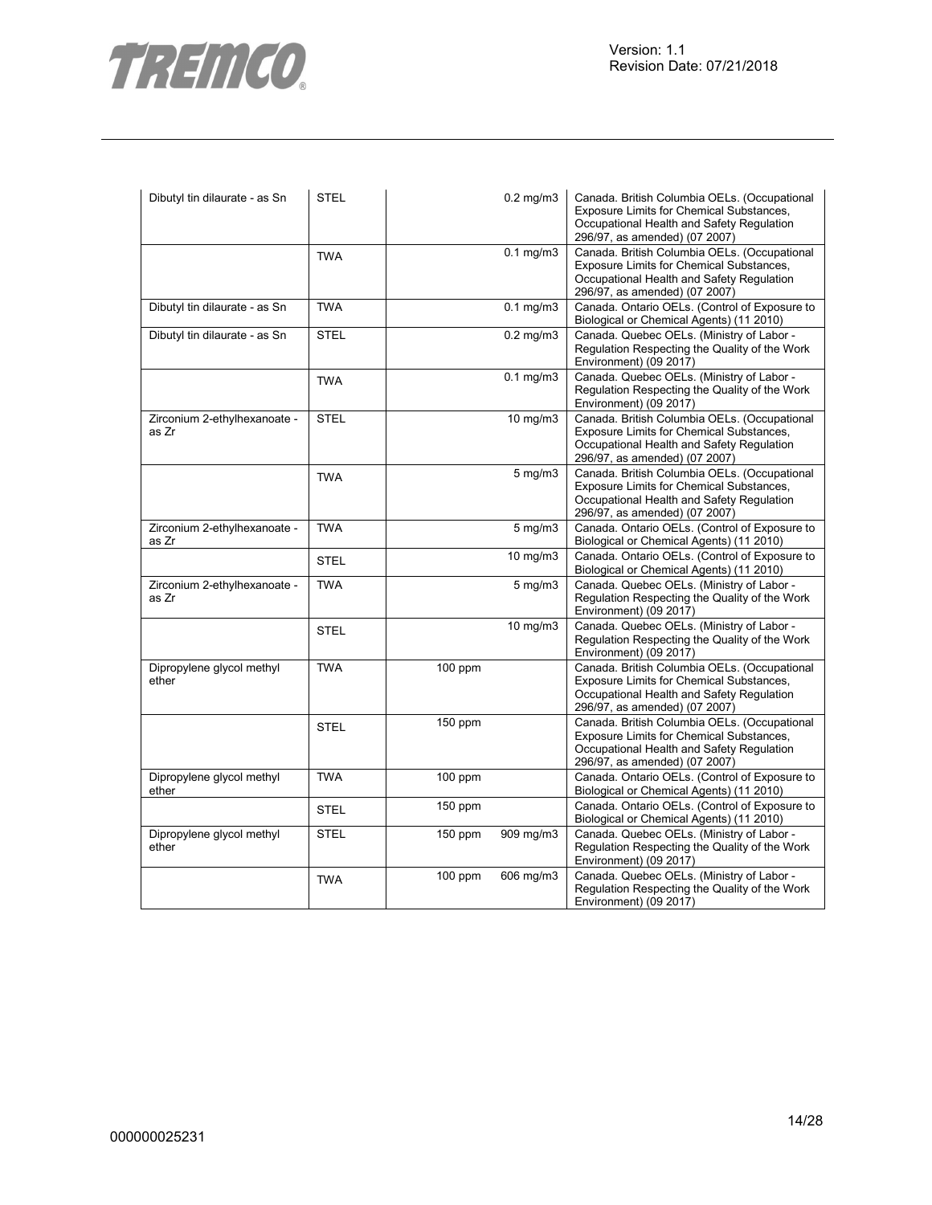| Dibutyl tin dilaurate - as Sn | STEL | | 0.2 mg/m3 | Canada. British Columbia OELs. (Occupational Exposure Limits for Chemical Substances, Occupational Health and Safety Regulation 296/97, as amended) (07 2007) |
|---|---|---|---|---|
| | TWA | | 0.1 mg/m3 | Canada. British Columbia OELs. (Occupational Exposure Limits for Chemical Substances, Occupational Health and Safety Regulation 296/97, as amended) (07 2007) |
| Dibutyl tin dilaurate - as Sn | TWA | | 0.1 mg/m3 | Canada. Ontario OELs. (Control of Exposure to Biological or Chemical Agents) (11 2010) |
| Dibutyl tin dilaurate - as Sn | STEL | | 0.2 mg/m3 | Canada. Quebec OELs. (Ministry of Labor - Regulation Respecting the Quality of the Work Environment) (09 2017) |
| | TWA | | 0.1 mg/m3 | Canada. Quebec OELs. (Ministry of Labor - Regulation Respecting the Quality of the Work Environment) (09 2017) |
| Zirconium 2-ethylhexanoate - as Zr | STEL | | 10 mg/m3 | Canada. British Columbia OELs. (Occupational Exposure Limits for Chemical Substances, Occupational Health and Safety Regulation 296/97, as amended) (07 2007) |
| | TWA | | 5 mg/m3 | Canada. British Columbia OELs. (Occupational Exposure Limits for Chemical Substances, Occupational Health and Safety Regulation 296/97, as amended) (07 2007) |
| Zirconium 2-ethylhexanoate - as Zr | TWA | | 5 mg/m3 | Canada. Ontario OELs. (Control of Exposure to Biological or Chemical Agents) (11 2010) |
| | STEL | | 10 mg/m3 | Canada. Ontario OELs. (Control of Exposure to Biological or Chemical Agents) (11 2010) |
| Zirconium 2-ethylhexanoate - as Zr | TWA | | 5 mg/m3 | Canada. Quebec OELs. (Ministry of Labor - Regulation Respecting the Quality of the Work Environment) (09 2017) |
| | STEL | | 10 mg/m3 | Canada. Quebec OELs. (Ministry of Labor - Regulation Respecting the Quality of the Work Environment) (09 2017) |
| Dipropylene glycol methyl ether | TWA | 100 ppm | | Canada. British Columbia OELs. (Occupational Exposure Limits for Chemical Substances, Occupational Health and Safety Regulation 296/97, as amended) (07 2007) |
| | STEL | 150 ppm | | Canada. British Columbia OELs. (Occupational Exposure Limits for Chemical Substances, Occupational Health and Safety Regulation 296/97, as amended) (07 2007) |
| Dipropylene glycol methyl ether | TWA | 100 ppm | | Canada. Ontario OELs. (Control of Exposure to Biological or Chemical Agents) (11 2010) |
| | STEL | 150 ppm | | Canada. Ontario OELs. (Control of Exposure to Biological or Chemical Agents) (11 2010) |
| Dipropylene glycol methyl ether | STEL | 150 ppm | 909 mg/m3 | Canada. Quebec OELs. (Ministry of Labor - Regulation Respecting the Quality of the Work Environment) (09 2017) |
| | TWA | 100 ppm | 606 mg/m3 | Canada. Quebec OELs. (Ministry of Labor - Regulation Respecting the Quality of the Work Environment) (09 2017) |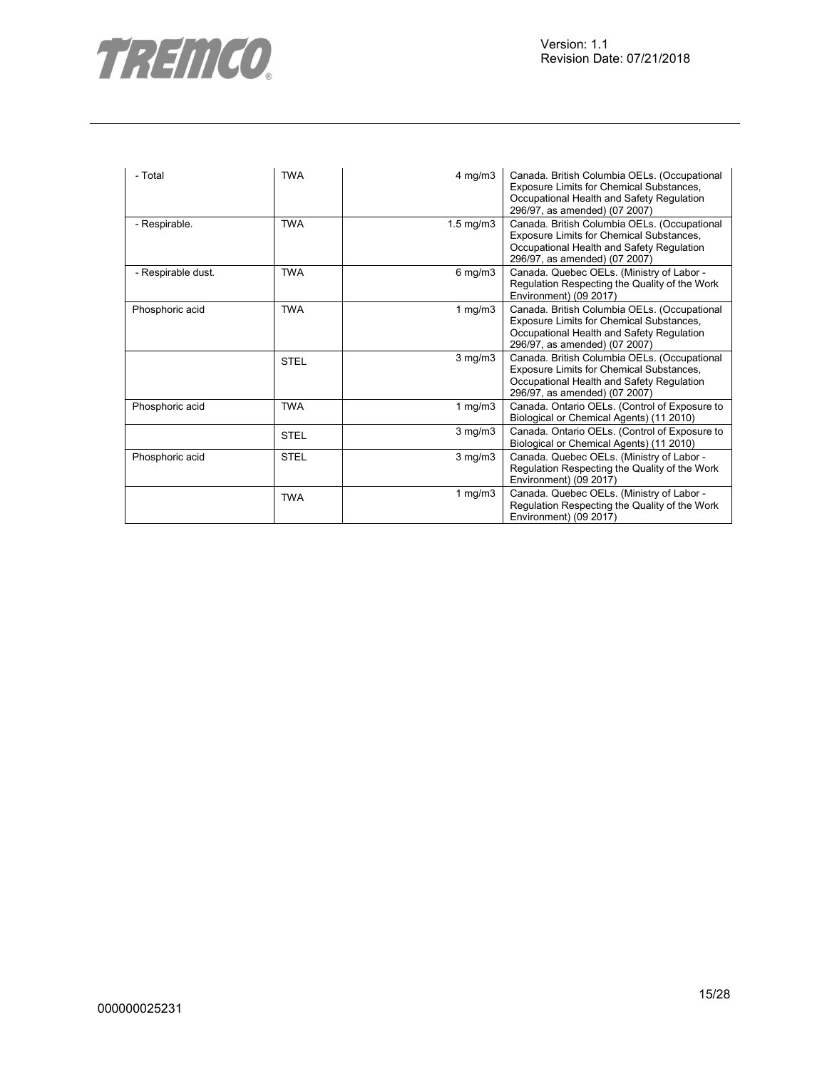| | | | |
|---|---|---|---|
| - Total | TWA | 4 mg/m3 | Canada. British Columbia OELs. (Occupational Exposure Limits for Chemical Substances, Occupational Health and Safety Regulation 296/97, as amended) (07 2007) |
| - Respirable. | TWA | 1.5 mg/m3 | Canada. British Columbia OELs. (Occupational Exposure Limits for Chemical Substances, Occupational Health and Safety Regulation 296/97, as amended) (07 2007) |
| - Respirable dust. | TWA | 6 mg/m3 | Canada. Quebec OELs. (Ministry of Labor - Regulation Respecting the Quality of the Work Environment) (09 2017) |
| Phosphoric acid | TWA | 1 mg/m3 | Canada. British Columbia OELs. (Occupational Exposure Limits for Chemical Substances, Occupational Health and Safety Regulation 296/97, as amended) (07 2007) |
| | STEL | 3 mg/m3 | Canada. British Columbia OELs. (Occupational Exposure Limits for Chemical Substances, Occupational Health and Safety Regulation 296/97, as amended) (07 2007) |
| Phosphoric acid | TWA | 1 mg/m3 | Canada. Ontario OELs. (Control of Exposure to Biological or Chemical Agents) (11 2010) |
| | STEL | 3 mg/m3 | Canada. Ontario OELs. (Control of Exposure to Biological or Chemical Agents) (11 2010) |
| Phosphoric acid | STEL | 3 mg/m3 | Canada. Quebec OELs. (Ministry of Labor - Regulation Respecting the Quality of the Work Environment) (09 2017) |
| | TWA | 1 mg/m3 | Canada. Quebec OELs. (Ministry of Labor - Regulation Respecting the Quality of the Work Environment) (09 2017) |

000000025231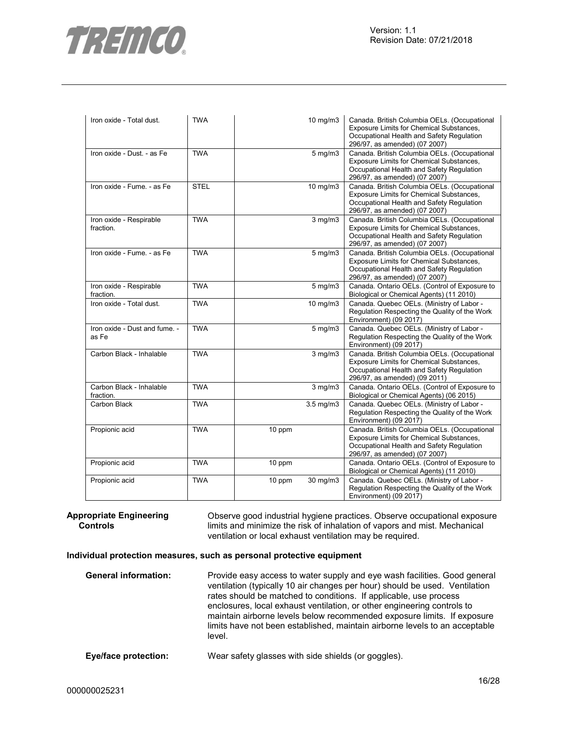| | | | | |
|---|---|---|---|---|
| Iron oxide - Total dust. | TWA | | 10 mg/m3 | Canada. British Columbia OELs. (Occupational Exposure Limits for Chemical Substances, Occupational Health and Safety Regulation 296/97, as amended) (07 2007) |
| Iron oxide - Dust. - as Fe | TWA | | 5 mg/m3 | Canada. British Columbia OELs. (Occupational Exposure Limits for Chemical Substances, Occupational Health and Safety Regulation 296/97, as amended) (07 2007) |
| Iron oxide - Fume. - as Fe | STEL | | 10 mg/m3 | Canada. British Columbia OELs. (Occupational Exposure Limits for Chemical Substances, Occupational Health and Safety Regulation 296/97, as amended) (07 2007) |
| Iron oxide - Respirable fraction. | TWA | | 3 mg/m3 | Canada. British Columbia OELs. (Occupational Exposure Limits for Chemical Substances, Occupational Health and Safety Regulation 296/97, as amended) (07 2007) |
| Iron oxide - Fume. - as Fe | TWA | | 5 mg/m3 | Canada. British Columbia OELs. (Occupational Exposure Limits for Chemical Substances, Occupational Health and Safety Regulation 296/97, as amended) (07 2007) |
| Iron oxide - Respirable fraction. | TWA | | 5 mg/m3 | Canada. Ontario OELs. (Control of Exposure to Biological or Chemical Agents) (11 2010) |
| Iron oxide - Total dust. | TWA | | 10 mg/m3 | Canada. Quebec OELs. (Ministry of Labor - Regulation Respecting the Quality of the Work Environment) (09 2017) |
| Iron oxide - Dust and fume. - as Fe | TWA | | 5 mg/m3 | Canada. Quebec OELs. (Ministry of Labor - Regulation Respecting the Quality of the Work Environment) (09 2017) |
| Carbon Black - Inhalable | TWA | | 3 mg/m3 | Canada. British Columbia OELs. (Occupational Exposure Limits for Chemical Substances, Occupational Health and Safety Regulation 296/97, as amended) (09 2011) |
| Carbon Black - Inhalable fraction. | TWA | | 3 mg/m3 | Canada. Ontario OELs. (Control of Exposure to Biological or Chemical Agents) (06 2015) |
| Carbon Black | TWA | | 3.5 mg/m3 | Canada. Quebec OELs. (Ministry of Labor - Regulation Respecting the Quality of the Work Environment) (09 2017) |
| Propionic acid | TWA | 10 ppm | | Canada. British Columbia OELs. (Occupational Exposure Limits for Chemical Substances, Occupational Health and Safety Regulation 296/97, as amended) (07 2007) |
| Propionic acid | TWA | 10 ppm | | Canada. Ontario OELs. (Control of Exposure to Biological or Chemical Agents) (11 2010) |
| Propionic acid | TWA | 10 ppm | 30 mg/m3 | Canada. Quebec OELs. (Ministry of Labor - Regulation Respecting the Quality of the Work Environment) (09 2017) |

**Appropriate Engineering Controls**

Observe good industrial hygiene practices. Observe occupational exposure limits and minimize the risk of inhalation of vapors and mist. Mechanical ventilation or local exhaust ventilation may be required.

**Individual protection measures, such as personal protective equipment**

**General information:** Provide easy access to water supply and eye wash facilities. Good general ventilation (typically 10 air changes per hour) should be used. Ventilation rates should be matched to conditions. If applicable, use process enclosures, local exhaust ventilation, or other engineering controls to maintain airborne levels below recommended exposure limits. If exposure limits have not been established, maintain airborne levels to an acceptable level.

**Eye/face protection:** Wear safety glasses with side shields (or goggles).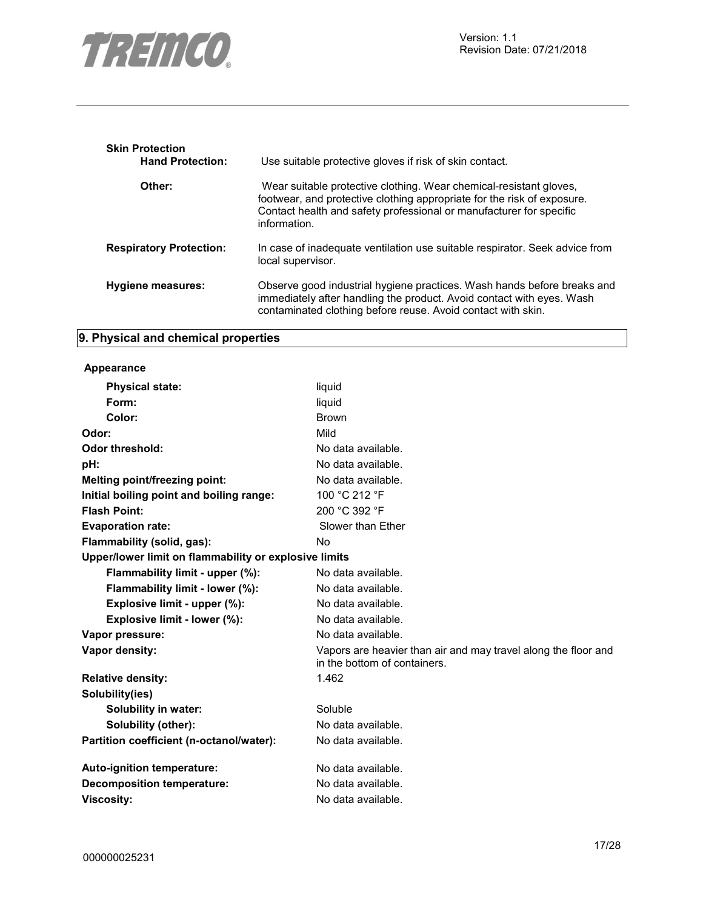**Skin Protection**

| | |
|---|---|
| **Hand Protection:** | Use suitable protective gloves if risk of skin contact. |
| **Other:** | Wear suitable protective clothing. Wear chemical-resistant gloves, footwear, and protective clothing appropriate for the risk of exposure. Contact health and safety professional or manufacturer for specific information. |
| **Respiratory Protection:** | In case of inadequate ventilation use suitable respirator. Seek advice from local supervisor. |
| **Hygiene measures:** | Observe good industrial hygiene practices. Wash hands before breaks and immediately after handling the product. Avoid contact with eyes. Wash contaminated clothing before reuse. Avoid contact with skin. |

## 9. Physical and chemical properties

| | |
|---|---|
| **Appearance** | |
| **Physical state:** | liquid |
| **Form:** | liquid |
| **Color:** | Brown |
| **Odor:** | Mild |
| **Odor threshold:** | No data available. |
| **pH:** | No data available. |
| **Melting point/freezing point:** | No data available. |
| **Initial boiling point and boiling range:** | 100 °C 212 °F |
| **Flash Point:** | 200 °C 392 °F |
| **Evaporation rate:** | Slower than Ether |
| **Flammability (solid, gas):** | No |
| **Upper/lower limit on flammability or explosive limits** | |
| **Flammability limit - upper (%):** | No data available. |
| **Flammability limit - lower (%):** | No data available. |
| **Explosive limit - upper (%):** | No data available. |
| **Explosive limit - lower (%):** | No data available. |
| **Vapor pressure:** | No data available. |
| **Vapor density:** | Vapors are heavier than air and may travel along the floor and in the bottom of containers. |
| **Relative density:** | 1.462 |
| **Solubility(ies)** | |
| **Solubility in water:** | Soluble |
| **Solubility (other):** | No data available. |
| **Partition coefficient (n-octanol/water):** | No data available. |
| **Auto-ignition temperature:** | No data available. |
| **Decomposition temperature:** | No data available. |
| **Viscosity:** | No data available. |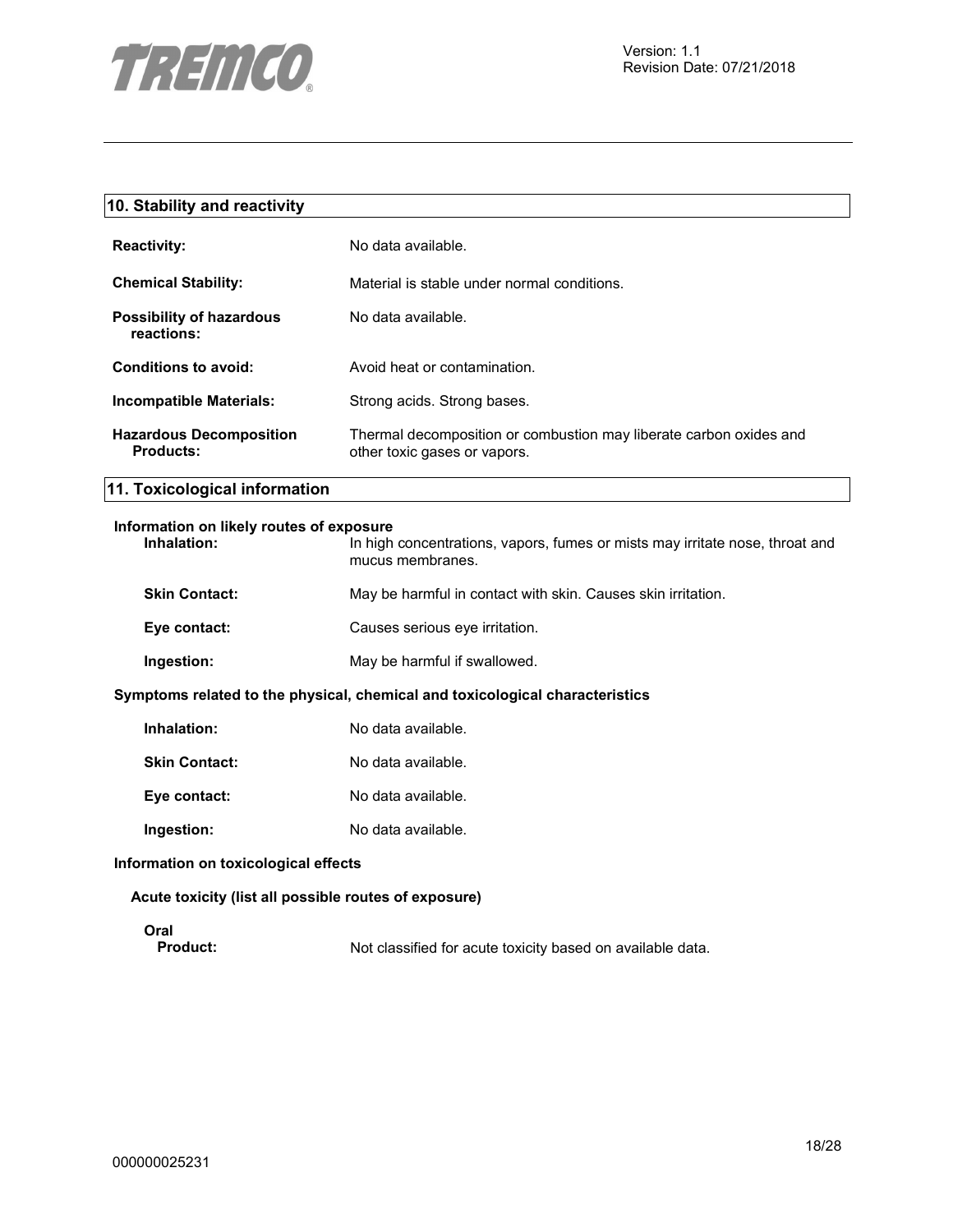## 10. Stability and reactivity

**Reactivity:** No data available.

**Chemical Stability:** Material is stable under normal conditions.

**Possibility of hazardous reactions:** No data available.

**Conditions to avoid:** Avoid heat or contamination.

**Incompatible Materials:** Strong acids. Strong bases.

**Hazardous Decomposition Products:** Thermal decomposition or combustion may liberate carbon oxides and other toxic gases or vapors.

## 11. Toxicological information

**Information on likely routes of exposure**

**Inhalation:** In high concentrations, vapors, fumes or mists may irritate nose, throat and mucus membranes.

**Skin Contact:** May be harmful in contact with skin. Causes skin irritation.

**Eye contact:** Causes serious eye irritation.

**Ingestion:** May be harmful if swallowed.

**Symptoms related to the physical, chemical and toxicological characteristics**

**Inhalation:** No data available.

**Skin Contact:** No data available.

**Eye contact:** No data available.

**Ingestion:** No data available.

**Information on toxicological effects**

**Acute toxicity (list all possible routes of exposure)**

**Oral**

**Product:** Not classified for acute toxicity based on available data.

000000025231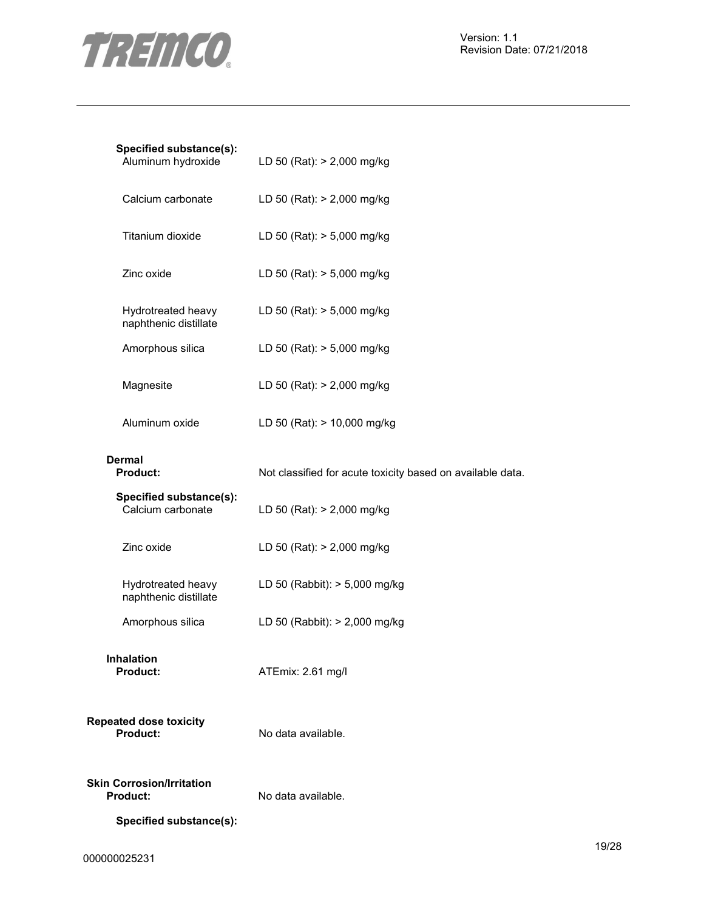**Specified substance(s):**

| | |
|---|---|
| Aluminum hydroxide | LD 50 (Rat): > 2,000 mg/kg |
| Calcium carbonate | LD 50 (Rat): > 2,000 mg/kg |
| Titanium dioxide | LD 50 (Rat): > 5,000 mg/kg |
| Zinc oxide | LD 50 (Rat): > 5,000 mg/kg |
| Hydrotreated heavy naphthenic distillate | LD 50 (Rat): > 5,000 mg/kg |
| Amorphous silica | LD 50 (Rat): > 5,000 mg/kg |
| Magnesite | LD 50 (Rat): > 2,000 mg/kg |
| Aluminum oxide | LD 50 (Rat): > 10,000 mg/kg |

**Dermal**

**Product:** Not classified for acute toxicity based on available data.

**Specified substance(s):**

| | |
|---|---|
| Calcium carbonate | LD 50 (Rat): > 2,000 mg/kg |
| Zinc oxide | LD 50 (Rat): > 2,000 mg/kg |
| Hydrotreated heavy naphthenic distillate | LD 50 (Rabbit): > 5,000 mg/kg |
| Amorphous silica | LD 50 (Rabbit): > 2,000 mg/kg |

**Inhalation**

**Product:** ATEmix: 2.61 mg/l

**Repeated dose toxicity**

**Product:** No data available.

**Skin Corrosion/Irritation**

**Product:** No data available.

**Specified substance(s):**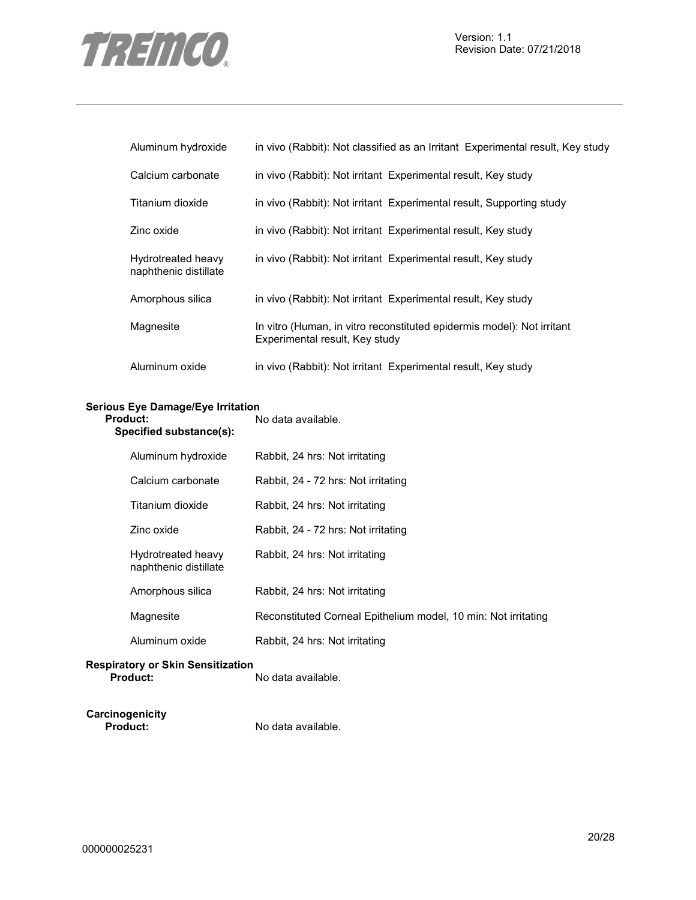| | |
|---|---|
| Aluminum hydroxide | in vivo (Rabbit): Not classified as an Irritant Experimental result, Key study |
| Calcium carbonate | in vivo (Rabbit): Not irritant Experimental result, Key study |
| Titanium dioxide | in vivo (Rabbit): Not irritant Experimental result, Supporting study |
| Zinc oxide | in vivo (Rabbit): Not irritant Experimental result, Key study |
| Hydrotreated heavy naphthenic distillate | in vivo (Rabbit): Not irritant Experimental result, Key study |
| Amorphous silica | in vivo (Rabbit): Not irritant Experimental result, Key study |
| Magnesite | In vitro (Human, in vitro reconstituted epidermis model): Not irritant Experimental result, Key study |
| Aluminum oxide | in vivo (Rabbit): Not irritant Experimental result, Key study |

**Serious Eye Damage/Eye Irritation**

**Product:** No data available.

**Specified substance(s):**

| | |
|---|---|
| Aluminum hydroxide | Rabbit, 24 hrs: Not irritating |
| Calcium carbonate | Rabbit, 24 - 72 hrs: Not irritating |
| Titanium dioxide | Rabbit, 24 hrs: Not irritating |
| Zinc oxide | Rabbit, 24 - 72 hrs: Not irritating |
| Hydrotreated heavy naphthenic distillate | Rabbit, 24 hrs: Not irritating |
| Amorphous silica | Rabbit, 24 hrs: Not irritating |
| Magnesite | Reconstituted Corneal Epithelium model, 10 min: Not irritating |
| Aluminum oxide | Rabbit, 24 hrs: Not irritating |

**Respiratory or Skin Sensitization**

**Product:** No data available.

**Carcinogenicity**

**Product:** No data available.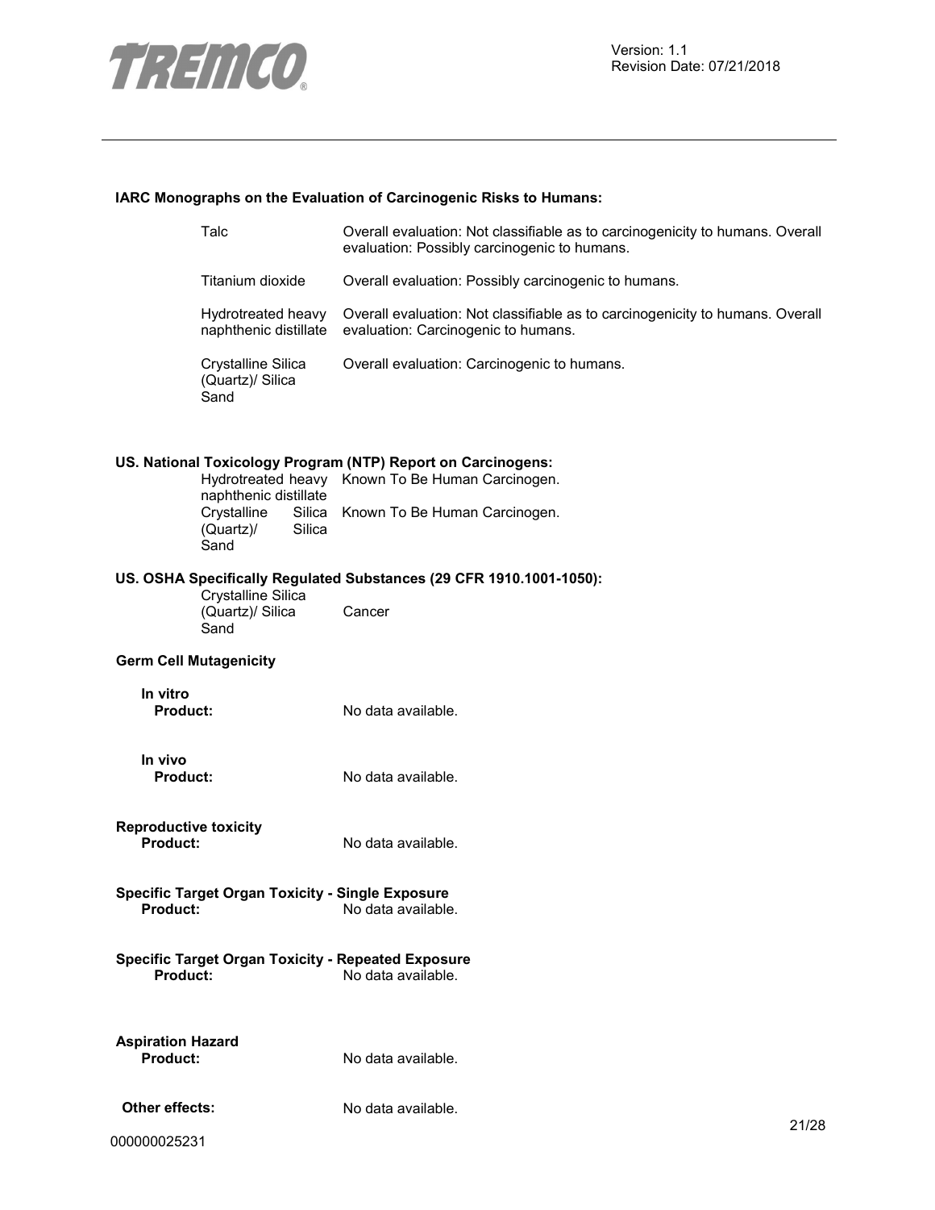**IARC Monographs on the Evaluation of Carcinogenic Risks to Humans:**

| | |
|---|---|
| Talc | Overall evaluation: Not classifiable as to carcinogenicity to humans. Overall evaluation: Possibly carcinogenic to humans. |
| Titanium dioxide | Overall evaluation: Possibly carcinogenic to humans. |
| Hydrotreated heavy naphthenic distillate | Overall evaluation: Not classifiable as to carcinogenicity to humans. Overall evaluation: Carcinogenic to humans. |
| Crystalline Silica (Quartz)/ Silica Sand | Overall evaluation: Carcinogenic to humans. |

**US. National Toxicology Program (NTP) Report on Carcinogens:**

| | |
|---|---|
| Hydrotreated heavy naphthenic distillate | Known To Be Human Carcinogen. |
| Crystalline Silica (Quartz)/ Silica Sand | Known To Be Human Carcinogen. |

**US. OSHA Specifically Regulated Substances (29 CFR 1910.1001-1050):**

| | |
|---|---|
| Crystalline Silica (Quartz)/ Silica Sand | Cancer |

**Germ Cell Mutagenicity**

**In vitro**

**Product:** No data available.

**In vivo**

**Product:** No data available.

**Reproductive toxicity**

**Product:** No data available.

**Specific Target Organ Toxicity - Single Exposure**

**Product:** No data available.

**Specific Target Organ Toxicity - Repeated Exposure**

**Product:** No data available.

**Aspiration Hazard**

**Product:** No data available.

**Other effects:** No data available.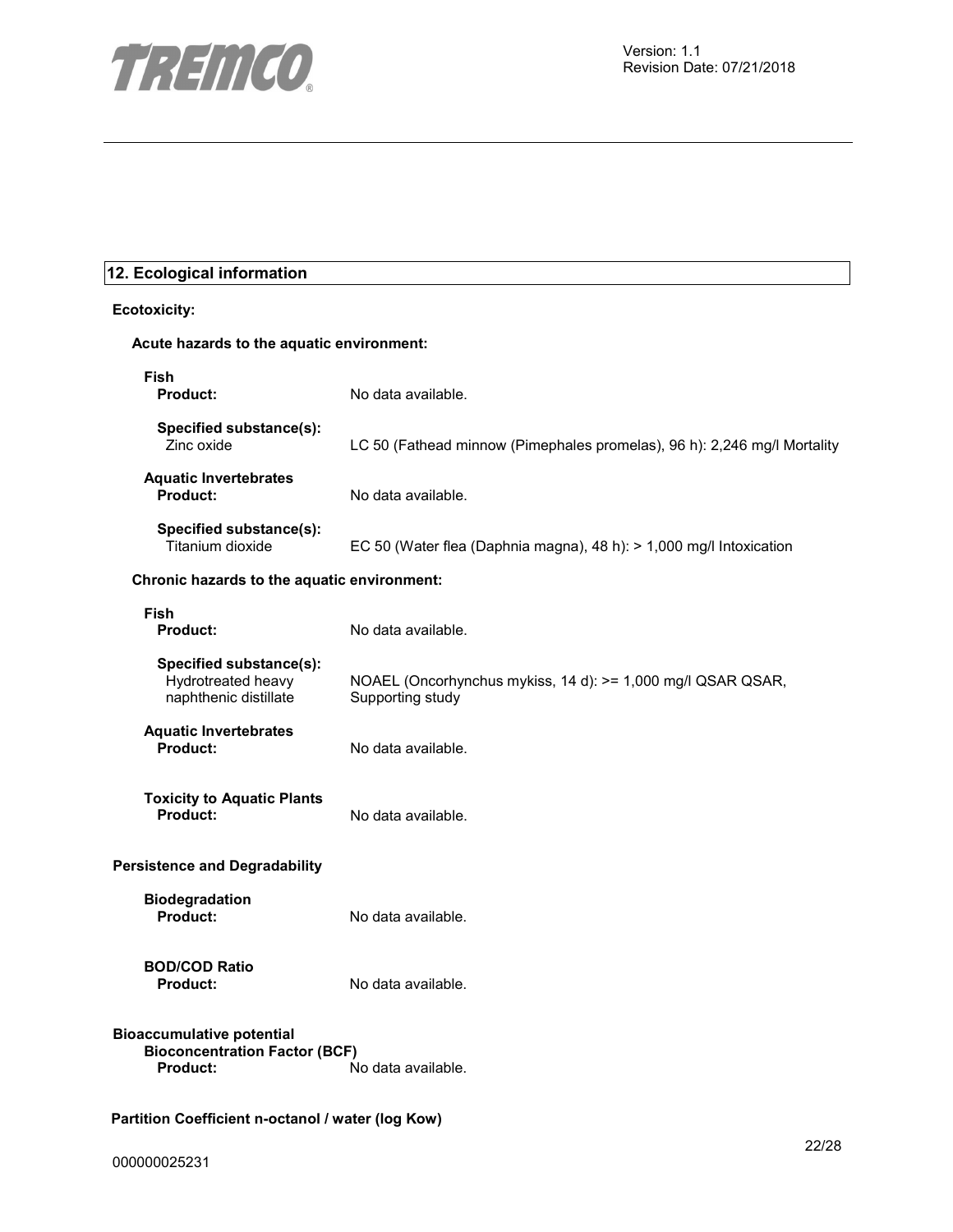## 12. Ecological information

**Ecotoxicity:**

**Acute hazards to the aquatic environment:**

**Fish**

| | |
|---|---|
| **Product:** | No data available. |
| **Specified substance(s):** | |
| Zinc oxide | LC 50 (Fathead minnow (Pimephales promelas), 96 h): 2,246 mg/l Mortality |

**Aquatic Invertebrates**

| | |
|---|---|
| **Product:** | No data available. |
| **Specified substance(s):** | |
| Titanium dioxide | EC 50 (Water flea (Daphnia magna), 48 h): > 1,000 mg/l Intoxication |

**Chronic hazards to the aquatic environment:**

**Fish**

| | |
|---|---|
| **Product:** | No data available. |
| **Specified substance(s):** | |
| Hydrotreated heavy naphthenic distillate | NOAEL (Oncorhynchus mykiss, 14 d): >= 1,000 mg/l QSAR QSAR, Supporting study |

**Aquatic Invertebrates**

| | |
|---|---|
| **Product:** | No data available. |

**Toxicity to Aquatic Plants**

| | |
|---|---|
| **Product:** | No data available. |

**Persistence and Degradability**

**Biodegradation**

| | |
|---|---|
| **Product:** | No data available. |

**BOD/COD Ratio**

| | |
|---|---|
| **Product:** | No data available. |

**Bioaccumulative potential**

**Bioconcentration Factor (BCF)**

| | |
|---|---|
| **Product:** | No data available. |

**Partition Coefficient n-octanol / water (log Kow)**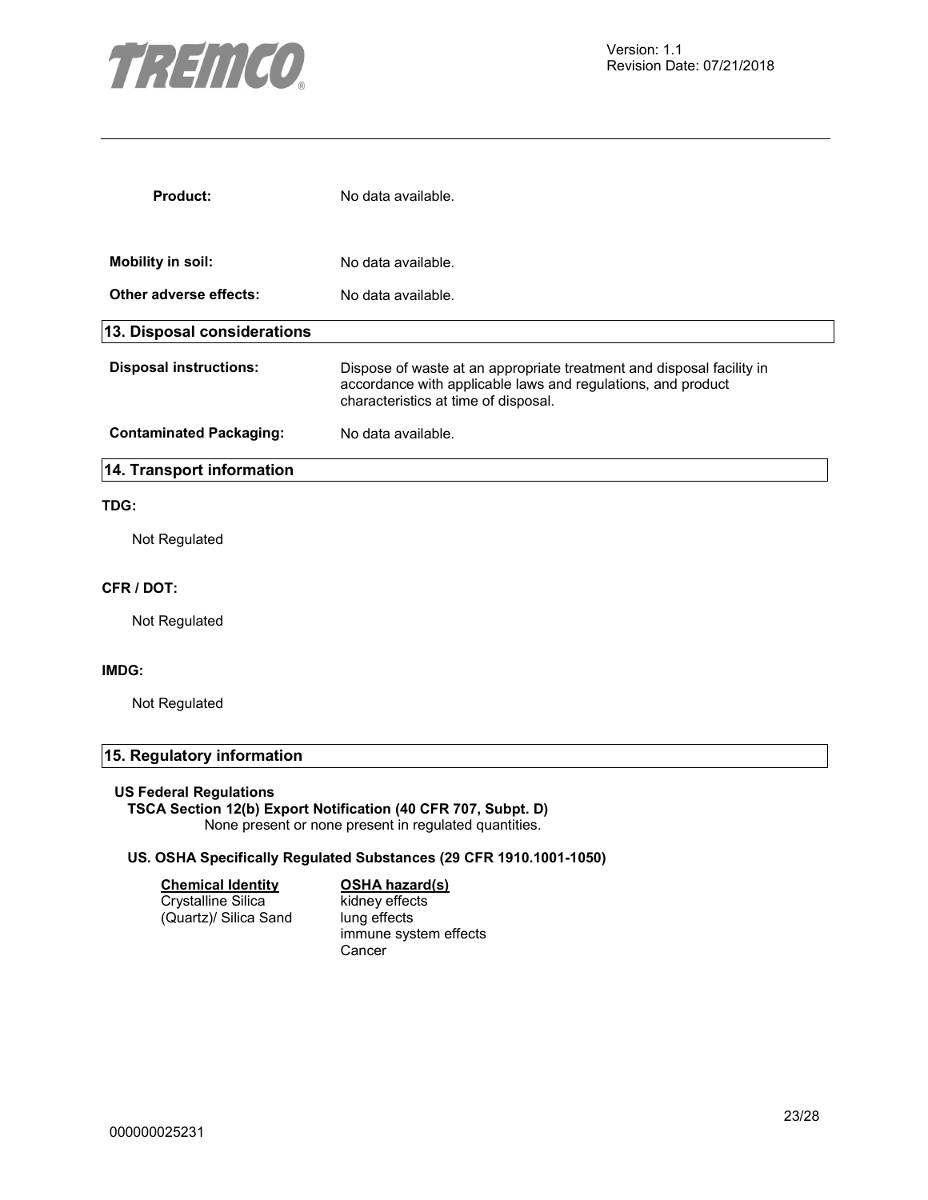**Product:** No data available.

**Mobility in soil:** No data available.

**Other adverse effects:** No data available.

## 13. Disposal considerations

**Disposal instructions:** Dispose of waste at an appropriate treatment and disposal facility in accordance with applicable laws and regulations, and product characteristics at time of disposal.

**Contaminated Packaging:** No data available.

## 14. Transport information

**TDG:**

Not Regulated

**CFR / DOT:**

Not Regulated

**IMDG:**

Not Regulated

## 15. Regulatory information

**US Federal Regulations**

**TSCA Section 12(b) Export Notification (40 CFR 707, Subpt. D)**

None present or none present in regulated quantities.

**US. OSHA Specifically Regulated Substances (29 CFR 1910.1001-1050)**

| Chemical Identity | OSHA hazard(s) |
|---|---|
| Crystalline Silica (Quartz)/ Silica Sand | kidney effects<br>lung effects<br>immune system effects<br>Cancer |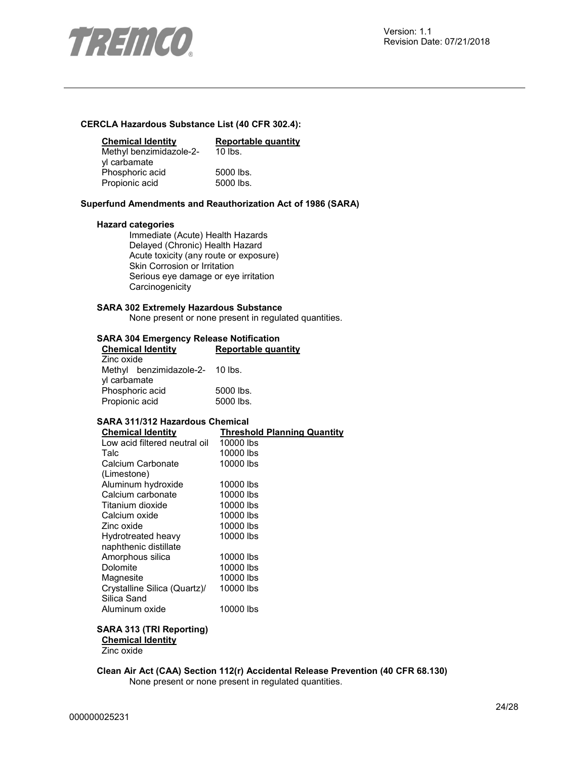**CERCLA Hazardous Substance List (40 CFR 302.4):**

| Chemical Identity | Reportable quantity |
| --- | --- |
| Methyl benzimidazole-2-yl carbamate | 10 lbs. |
| Phosphoric acid | 5000 lbs. |
| Propionic acid | 5000 lbs. |

**Superfund Amendments and Reauthorization Act of 1986 (SARA)**

**Hazard categories**

Immediate (Acute) Health Hazards
Delayed (Chronic) Health Hazard
Acute toxicity (any route or exposure)
Skin Corrosion or Irritation
Serious eye damage or eye irritation
Carcinogenicity

**SARA 302 Extremely Hazardous Substance**

None present or none present in regulated quantities.

**SARA 304 Emergency Release Notification**

| Chemical Identity | Reportable quantity |
| --- | --- |
| Zinc oxide | |
| Methyl benzimidazole-2-yl carbamate | 10 lbs. |
| Phosphoric acid | 5000 lbs. |
| Propionic acid | 5000 lbs. |

**SARA 311/312 Hazardous Chemical**

| Chemical Identity | Threshold Planning Quantity |
| --- | --- |
| Low acid filtered neutral oil | 10000 lbs |
| Talc | 10000 lbs |
| Calcium Carbonate (Limestone) | 10000 lbs |
| Aluminum hydroxide | 10000 lbs |
| Calcium carbonate | 10000 lbs |
| Titanium dioxide | 10000 lbs |
| Calcium oxide | 10000 lbs |
| Zinc oxide | 10000 lbs |
| Hydrotreated heavy naphthenic distillate | 10000 lbs |
| Amorphous silica | 10000 lbs |
| Dolomite | 10000 lbs |
| Magnesite | 10000 lbs |
| Crystalline Silica (Quartz)/ Silica Sand | 10000 lbs |
| Aluminum oxide | 10000 lbs |

**SARA 313 (TRI Reporting)**

| Chemical Identity |
| --- |
| Zinc oxide |

**Clean Air Act (CAA) Section 112(r) Accidental Release Prevention (40 CFR 68.130)**

None present or none present in regulated quantities.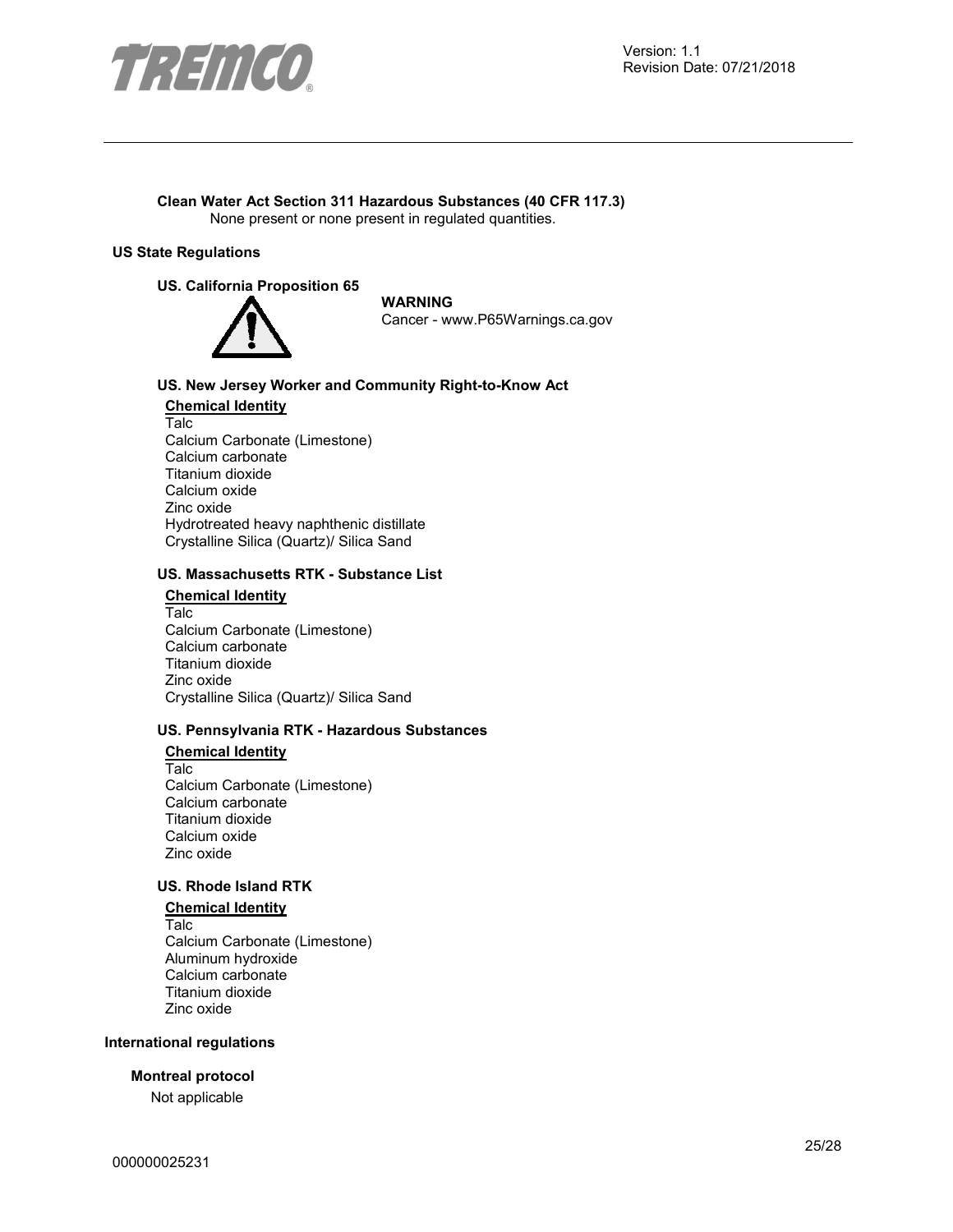**Clean Water Act Section 311 Hazardous Substances (40 CFR 117.3)**

None present or none present in regulated quantities.

## US State Regulations

### US. California Proposition 65

**WARNING**

Cancer - www.P65Warnings.ca.gov

### US. New Jersey Worker and Community Right-to-Know Act

**Chemical Identity**

Talc
Calcium Carbonate (Limestone)
Calcium carbonate
Titanium dioxide
Calcium oxide
Zinc oxide
Hydrotreated heavy naphthenic distillate
Crystalline Silica (Quartz)/ Silica Sand

### US. Massachusetts RTK - Substance List

**Chemical Identity**

Talc
Calcium Carbonate (Limestone)
Calcium carbonate
Titanium dioxide
Zinc oxide
Crystalline Silica (Quartz)/ Silica Sand

### US. Pennsylvania RTK - Hazardous Substances

**Chemical Identity**

Talc
Calcium Carbonate (Limestone)
Calcium carbonate
Titanium dioxide
Calcium oxide
Zinc oxide

### US. Rhode Island RTK

**Chemical Identity**

Talc
Calcium Carbonate (Limestone)
Aluminum hydroxide
Calcium carbonate
Titanium dioxide
Zinc oxide

## International regulations

### Montreal protocol

Not applicable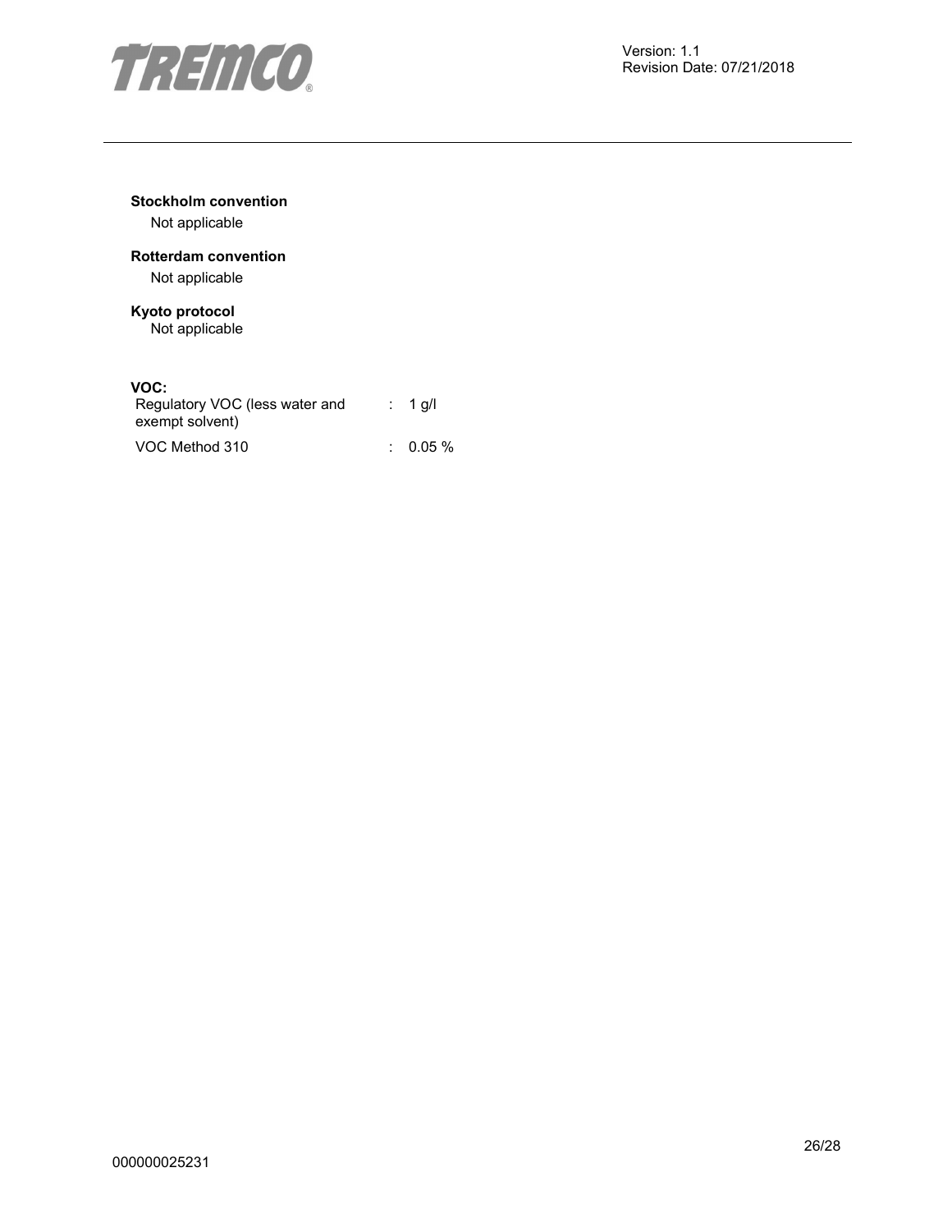**Stockholm convention**

Not applicable

**Rotterdam convention**

Not applicable

**Kyoto protocol**

Not applicable

**VOC:**

| | | |
|---|---|---|
| Regulatory VOC (less water and exempt solvent) | : | 1 g/l |
| VOC Method 310 | : | 0.05 % |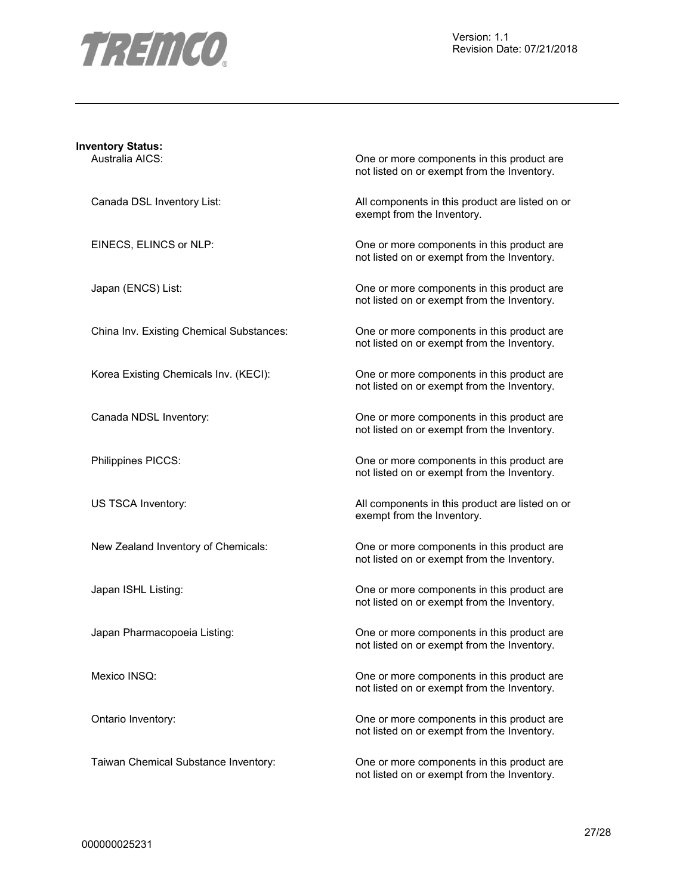**Inventory Status:**

| | |
|---|---|
| Australia AICS: | One or more components in this product are not listed on or exempt from the Inventory. |
| Canada DSL Inventory List: | All components in this product are listed on or exempt from the Inventory. |
| EINECS, ELINCS or NLP: | One or more components in this product are not listed on or exempt from the Inventory. |
| Japan (ENCS) List: | One or more components in this product are not listed on or exempt from the Inventory. |
| China Inv. Existing Chemical Substances: | One or more components in this product are not listed on or exempt from the Inventory. |
| Korea Existing Chemicals Inv. (KECI): | One or more components in this product are not listed on or exempt from the Inventory. |
| Canada NDSL Inventory: | One or more components in this product are not listed on or exempt from the Inventory. |
| Philippines PICCS: | One or more components in this product are not listed on or exempt from the Inventory. |
| US TSCA Inventory: | All components in this product are listed on or exempt from the Inventory. |
| New Zealand Inventory of Chemicals: | One or more components in this product are not listed on or exempt from the Inventory. |
| Japan ISHL Listing: | One or more components in this product are not listed on or exempt from the Inventory. |
| Japan Pharmacopoeia Listing: | One or more components in this product are not listed on or exempt from the Inventory. |
| Mexico INSQ: | One or more components in this product are not listed on or exempt from the Inventory. |
| Ontario Inventory: | One or more components in this product are not listed on or exempt from the Inventory. |
| Taiwan Chemical Substance Inventory: | One or more components in this product are not listed on or exempt from the Inventory. |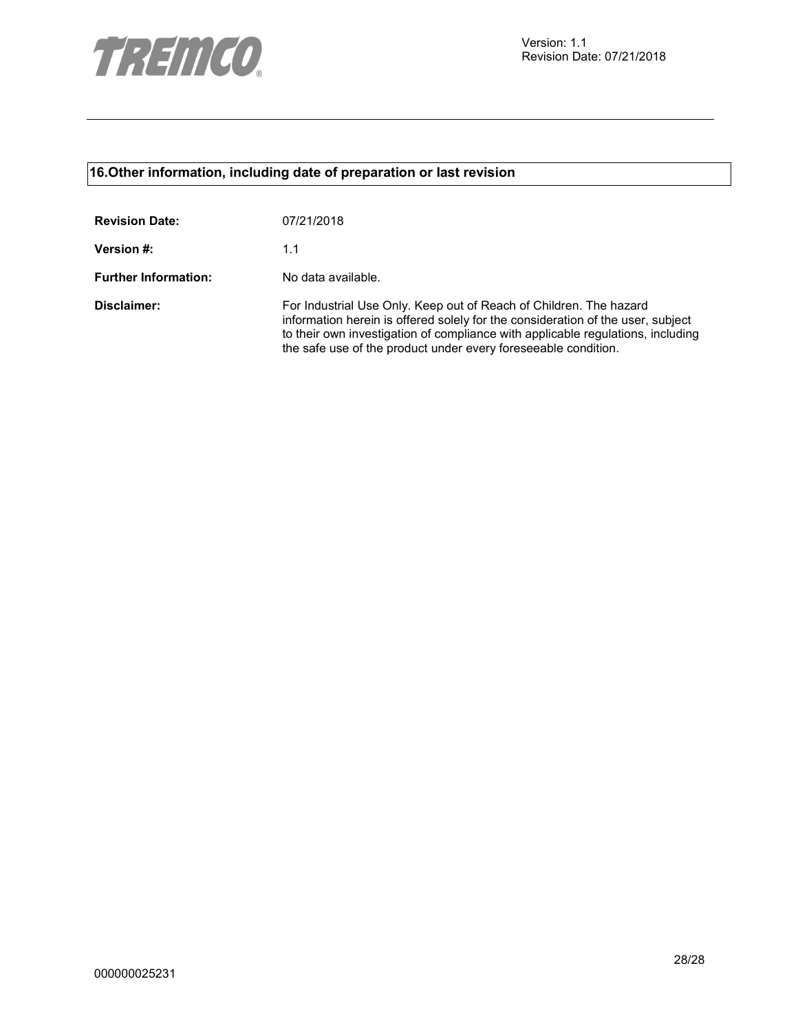## 16.Other information, including date of preparation or last revision

**Revision Date:** 07/21/2018

**Version #:** 1.1

**Further Information:** No data available.

**Disclaimer:** For Industrial Use Only. Keep out of Reach of Children. The hazard information herein is offered solely for the consideration of the user, subject to their own investigation of compliance with applicable regulations, including the safe use of the product under every foreseeable condition.